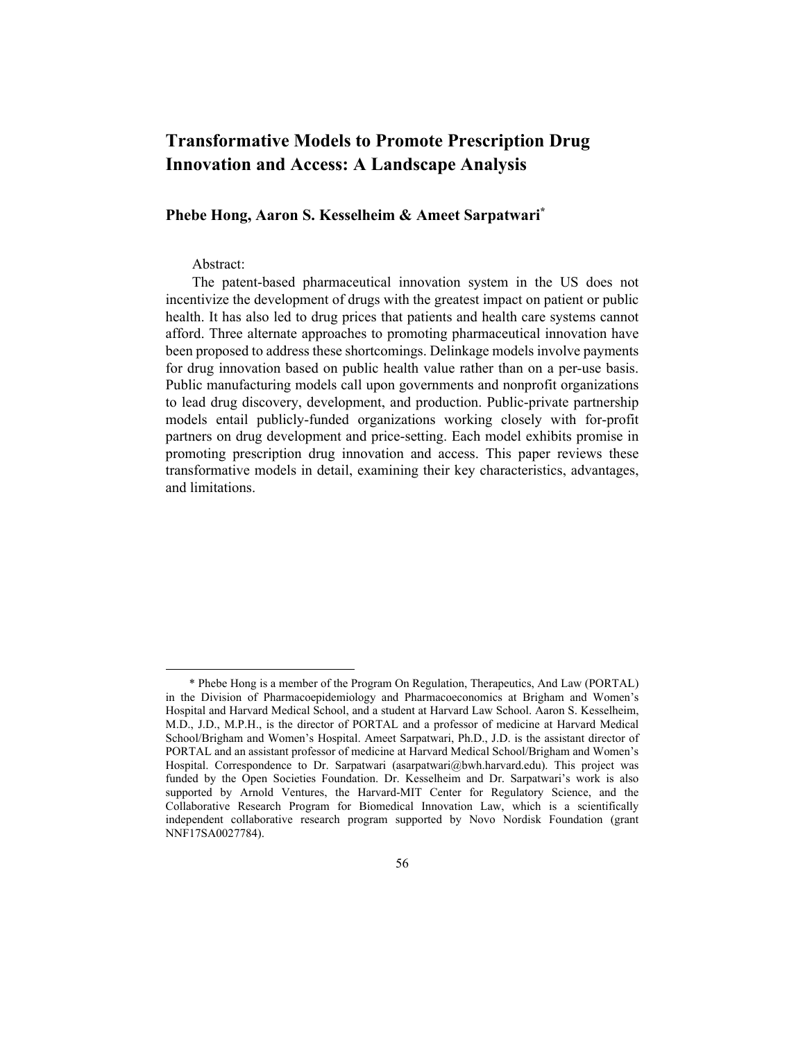# Transformative Models to Promote Prescription Drug Innovation and Access: A Landscape Analysis

**Phebe Hong, Aaron S. Kesselheim & Ameet Sarpatwari***

Abstract:

The patent-based pharmaceutical innovation system in the US does not incentivize the development of drugs with the greatest impact on patient or public health. It has also led to drug prices that patients and health care systems cannot afford. Three alternate approaches to promoting pharmaceutical innovation have been proposed to address these shortcomings. Delinkage models involve payments for drug innovation based on public health value rather than on a per-use basis. Public manufacturing models call upon governments and nonprofit organizations to lead drug discovery, development, and production. Public-private partnership models entail publicly-funded organizations working closely with for-profit partners on drug development and price-setting. Each model exhibits promise in promoting prescription drug innovation and access. This paper reviews these transformative models in detail, examining their key characteristics, advantages, and limitations.

---

\* Phebe Hong is a member of the Program On Regulation, Therapeutics, And Law (PORTAL) in the Division of Pharmacoepidemiology and Pharmacoeconomics at Brigham and Women's Hospital and Harvard Medical School, and a student at Harvard Law School. Aaron S. Kesselheim, M.D., J.D., M.P.H., is the director of PORTAL and a professor of medicine at Harvard Medical School/Brigham and Women's Hospital. Ameet Sarpatwari, Ph.D., J.D. is the assistant director of PORTAL and an assistant professor of medicine at Harvard Medical School/Brigham and Women's Hospital. Correspondence to Dr. Sarpatwari (asarpatwari@bwh.harvard.edu). This project was funded by the Open Societies Foundation. Dr. Kesselheim and Dr. Sarpatwari's work is also supported by Arnold Ventures, the Harvard-MIT Center for Regulatory Science, and the Collaborative Research Program for Biomedical Innovation Law, which is a scientifically independent collaborative research program supported by Novo Nordisk Foundation (grant NNF17SA0027784).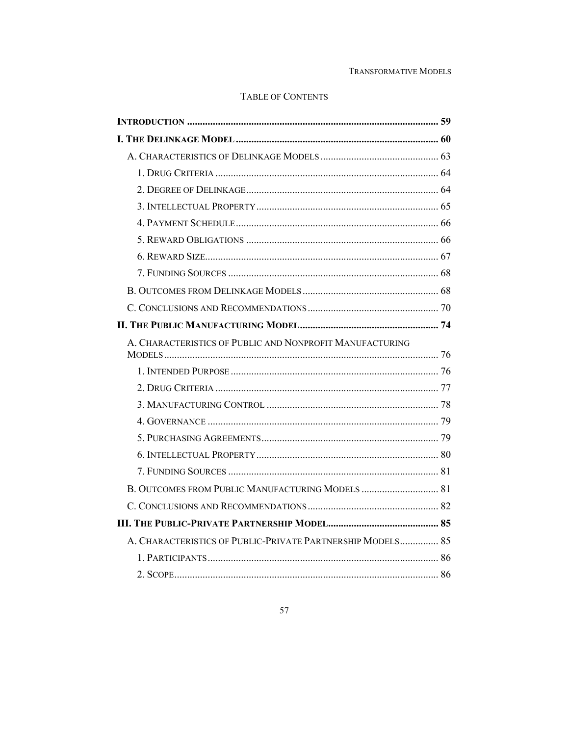## TABLE OF CONTENTS

| | |
|---|---|
| **INTRODUCTION** | **59** |
| **I. THE DELINKAGE MODEL** | **60** |
| A. CHARACTERISTICS OF DELINKAGE MODELS | 63 |
| 1. DRUG CRITERIA | 64 |
| 2. DEGREE OF DELINKAGE | 64 |
| 3. INTELLECTUAL PROPERTY | 65 |
| 4. PAYMENT SCHEDULE | 66 |
| 5. REWARD OBLIGATIONS | 66 |
| 6. REWARD SIZE | 67 |
| 7. FUNDING SOURCES | 68 |
| B. OUTCOMES FROM DELINKAGE MODELS | 68 |
| C. CONCLUSIONS AND RECOMMENDATIONS | 70 |
| **II. THE PUBLIC MANUFACTURING MODEL** | **74** |
| A. CHARACTERISTICS OF PUBLIC AND NONPROFIT MANUFACTURING MODELS | 76 |
| 1. INTENDED PURPOSE | 76 |
| 2. DRUG CRITERIA | 77 |
| 3. MANUFACTURING CONTROL | 78 |
| 4. GOVERNANCE | 79 |
| 5. PURCHASING AGREEMENTS | 79 |
| 6. INTELLECTUAL PROPERTY | 80 |
| 7. FUNDING SOURCES | 81 |
| B. OUTCOMES FROM PUBLIC MANUFACTURING MODELS | 81 |
| C. CONCLUSIONS AND RECOMMENDATIONS | 82 |
| **III. THE PUBLIC-PRIVATE PARTNERSHIP MODEL** | **85** |
| A. CHARACTERISTICS OF PUBLIC-PRIVATE PARTNERSHIP MODELS | 85 |
| 1. PARTICIPANTS | 86 |
| 2. SCOPE | 86 |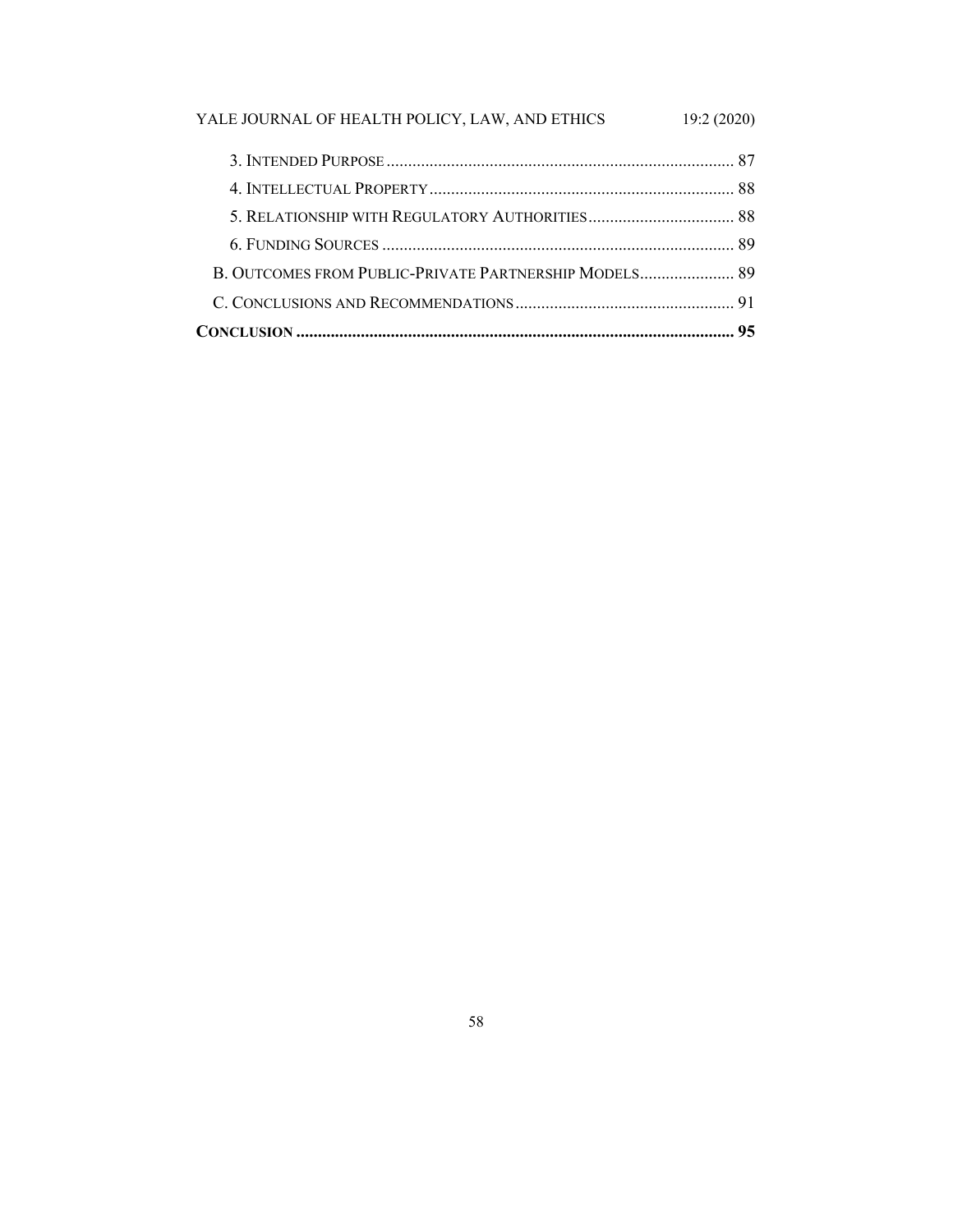3. Intended Purpose ............................................................................ 87

4. Intellectual Property ...................................................................... 88

5. Relationship with Regulatory Authorities .................................. 88

6. Funding Sources ............................................................................. 89

B. Outcomes from Public-Private Partnership Models ...................... 89

C. Conclusions and Recommendations ................................................ 91

**Conclusion ..................................................................................................... 95**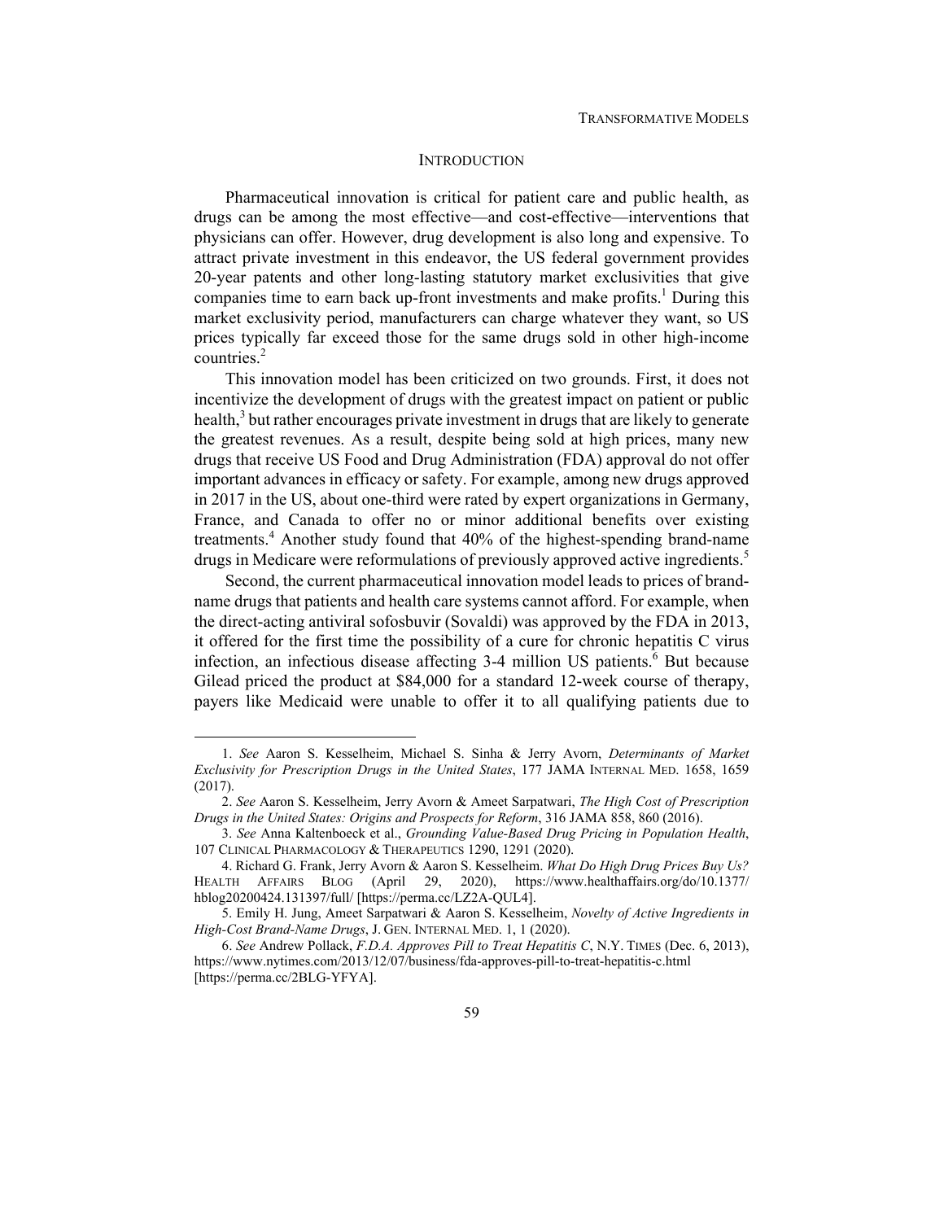## INTRODUCTION

Pharmaceutical innovation is critical for patient care and public health, as drugs can be among the most effective—and cost-effective—interventions that physicians can offer. However, drug development is also long and expensive. To attract private investment in this endeavor, the US federal government provides 20-year patents and other long-lasting statutory market exclusivities that give companies time to earn back up-front investments and make profits.[1] During this market exclusivity period, manufacturers can charge whatever they want, so US prices typically far exceed those for the same drugs sold in other high-income countries.[2]

This innovation model has been criticized on two grounds. First, it does not incentivize the development of drugs with the greatest impact on patient or public health,[3] but rather encourages private investment in drugs that are likely to generate the greatest revenues. As a result, despite being sold at high prices, many new drugs that receive US Food and Drug Administration (FDA) approval do not offer important advances in efficacy or safety. For example, among new drugs approved in 2017 in the US, about one-third were rated by expert organizations in Germany, France, and Canada to offer no or minor additional benefits over existing treatments.[4] Another study found that 40% of the highest-spending brand-name drugs in Medicare were reformulations of previously approved active ingredients.[5]

Second, the current pharmaceutical innovation model leads to prices of brand-name drugs that patients and health care systems cannot afford. For example, when the direct-acting antiviral sofosbuvir (Sovaldi) was approved by the FDA in 2013, it offered for the first time the possibility of a cure for chronic hepatitis C virus infection, an infectious disease affecting 3-4 million US patients.[6] But because Gilead priced the product at $84,000 for a standard 12-week course of therapy, payers like Medicaid were unable to offer it to all qualifying patients due to

---

1. *See* Aaron S. Kesselheim, Michael S. Sinha & Jerry Avorn, *Determinants of Market Exclusivity for Prescription Drugs in the United States*, 177 JAMA INTERNAL MED. 1658, 1659 (2017).

2. *See* Aaron S. Kesselheim, Jerry Avorn & Ameet Sarpatwari, *The High Cost of Prescription Drugs in the United States: Origins and Prospects for Reform*, 316 JAMA 858, 860 (2016).

3. *See* Anna Kaltenboeck et al., *Grounding Value-Based Drug Pricing in Population Health*, 107 CLINICAL PHARMACOLOGY & THERAPEUTICS 1290, 1291 (2020).

4. Richard G. Frank, Jerry Avorn & Aaron S. Kesselheim. *What Do High Drug Prices Buy Us?* HEALTH AFFAIRS BLOG (April 29, 2020), https://www.healthaffairs.org/do/10.1377/hblog20200424.131397/full/ [https://perma.cc/LZ2A-QUL4].

5. Emily H. Jung, Ameet Sarpatwari & Aaron S. Kesselheim, *Novelty of Active Ingredients in High-Cost Brand-Name Drugs*, J. GEN. INTERNAL MED. 1, 1 (2020).

6. *See* Andrew Pollack, *F.D.A. Approves Pill to Treat Hepatitis C*, N.Y. TIMES (Dec. 6, 2013), https://www.nytimes.com/2013/12/07/business/fda-approves-pill-to-treat-hepatitis-c.html [https://perma.cc/2BLG-YFYA].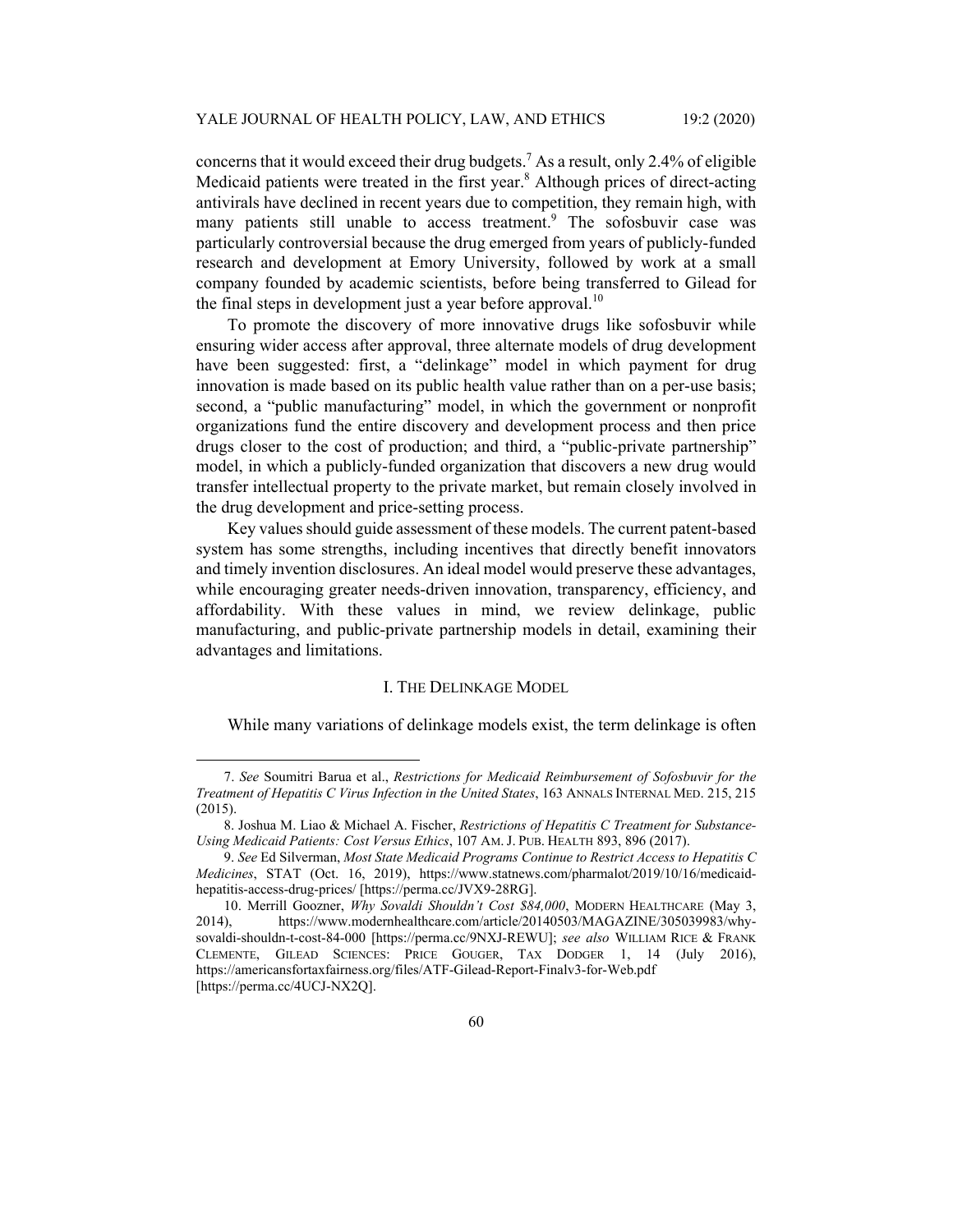concerns that it would exceed their drug budgets.[7] As a result, only 2.4% of eligible Medicaid patients were treated in the first year.[8] Although prices of direct-acting antivirals have declined in recent years due to competition, they remain high, with many patients still unable to access treatment.[9] The sofosbuvir case was particularly controversial because the drug emerged from years of publicly-funded research and development at Emory University, followed by work at a small company founded by academic scientists, before being transferred to Gilead for the final steps in development just a year before approval.[10]

To promote the discovery of more innovative drugs like sofosbuvir while ensuring wider access after approval, three alternate models of drug development have been suggested: first, a "delinkage" model in which payment for drug innovation is made based on its public health value rather than on a per-use basis; second, a "public manufacturing" model, in which the government or nonprofit organizations fund the entire discovery and development process and then price drugs closer to the cost of production; and third, a "public-private partnership" model, in which a publicly-funded organization that discovers a new drug would transfer intellectual property to the private market, but remain closely involved in the drug development and price-setting process.

Key values should guide assessment of these models. The current patent-based system has some strengths, including incentives that directly benefit innovators and timely invention disclosures. An ideal model would preserve these advantages, while encouraging greater needs-driven innovation, transparency, efficiency, and affordability. With these values in mind, we review delinkage, public manufacturing, and public-private partnership models in detail, examining their advantages and limitations.

## I. The Delinkage Model

While many variations of delinkage models exist, the term delinkage is often

---

7. *See* Soumitri Barua et al., *Restrictions for Medicaid Reimbursement of Sofosbuvir for the Treatment of Hepatitis C Virus Infection in the United States*, 163 Annals Internal Med. 215, 215 (2015).

8. Joshua M. Liao & Michael A. Fischer, *Restrictions of Hepatitis C Treatment for Substance-Using Medicaid Patients: Cost Versus Ethics*, 107 Am. J. Pub. Health 893, 896 (2017).

9. *See* Ed Silverman, *Most State Medicaid Programs Continue to Restrict Access to Hepatitis C Medicines*, STAT (Oct. 16, 2019), https://www.statnews.com/pharmalot/2019/10/16/medicaid-hepatitis-access-drug-prices/ [https://perma.cc/JVX9-28RG].

10. Merrill Goozner, *Why Sovaldi Shouldn't Cost $84,000*, Modern Healthcare (May 3, 2014), https://www.modernhealthcare.com/article/20140503/MAGAZINE/305039983/why-sovaldi-shouldn-t-cost-84-000 [https://perma.cc/9NXJ-REWU]; *see also* William Rice & Frank Clemente, Gilead Sciences: Price Gouger, Tax Dodger 1, 14 (July 2016), https://americansfortaxfairness.org/files/ATF-Gilead-Report-Finalv3-for-Web.pdf [https://perma.cc/4UCJ-NX2Q].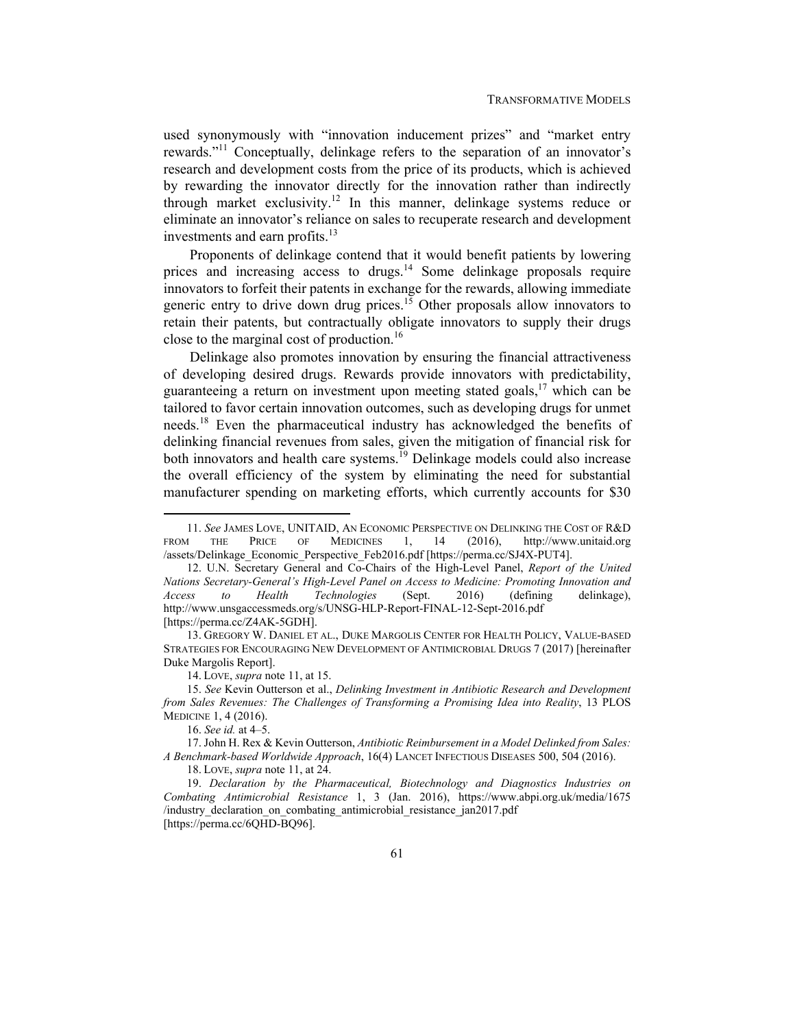used synonymously with "innovation inducement prizes" and "market entry rewards."[11] Conceptually, delinkage refers to the separation of an innovator's research and development costs from the price of its products, which is achieved by rewarding the innovator directly for the innovation rather than indirectly through market exclusivity.[12] In this manner, delinkage systems reduce or eliminate an innovator's reliance on sales to recuperate research and development investments and earn profits.[13]

Proponents of delinkage contend that it would benefit patients by lowering prices and increasing access to drugs.[14] Some delinkage proposals require innovators to forfeit their patents in exchange for the rewards, allowing immediate generic entry to drive down drug prices.[15] Other proposals allow innovators to retain their patents, but contractually obligate innovators to supply their drugs close to the marginal cost of production.[16]

Delinkage also promotes innovation by ensuring the financial attractiveness of developing desired drugs. Rewards provide innovators with predictability, guaranteeing a return on investment upon meeting stated goals,[17] which can be tailored to favor certain innovation outcomes, such as developing drugs for unmet needs.[18] Even the pharmaceutical industry has acknowledged the benefits of delinking financial revenues from sales, given the mitigation of financial risk for both innovators and health care systems.[19] Delinkage models could also increase the overall efficiency of the system by eliminating the need for substantial manufacturer spending on marketing efforts, which currently accounts for $30

---

11. *See* JAMES LOVE, UNITAID, AN ECONOMIC PERSPECTIVE ON DELINKING THE COST OF R&D FROM THE PRICE OF MEDICINES 1, 14 (2016), http://www.unitaid.org/assets/Delinkage_Economic_Perspective_Feb2016.pdf [https://perma.cc/SJ4X-PUT4].

12. U.N. Secretary General and Co-Chairs of the High-Level Panel, *Report of the United Nations Secretary-General's High-Level Panel on Access to Medicine: Promoting Innovation and Access to Health Technologies* (Sept. 2016) (defining delinkage), http://www.unsgaccessmeds.org/s/UNSG-HLP-Report-FINAL-12-Sept-2016.pdf [https://perma.cc/Z4AK-5GDH].

13. GREGORY W. DANIEL ET AL., DUKE MARGOLIS CENTER FOR HEALTH POLICY, VALUE-BASED STRATEGIES FOR ENCOURAGING NEW DEVELOPMENT OF ANTIMICROBIAL DRUGS 7 (2017) [hereinafter Duke Margolis Report].

14. LOVE, *supra* note 11, at 15.

15. *See* Kevin Outterson et al., *Delinking Investment in Antibiotic Research and Development from Sales Revenues: The Challenges of Transforming a Promising Idea into Reality*, 13 PLOS MEDICINE 1, 4 (2016).

16. *See id.* at 4–5.

17. John H. Rex & Kevin Outterson, *Antibiotic Reimbursement in a Model Delinked from Sales: A Benchmark-based Worldwide Approach*, 16(4) LANCET INFECTIOUS DISEASES 500, 504 (2016).

18. LOVE, *supra* note 11, at 24.

19. *Declaration by the Pharmaceutical, Biotechnology and Diagnostics Industries on Combating Antimicrobial Resistance* 1, 3 (Jan. 2016), https://www.abpi.org.uk/media/1675/industry_declaration_on_combating_antimicrobial_resistance_jan2017.pdf [https://perma.cc/6QHD-BQ96].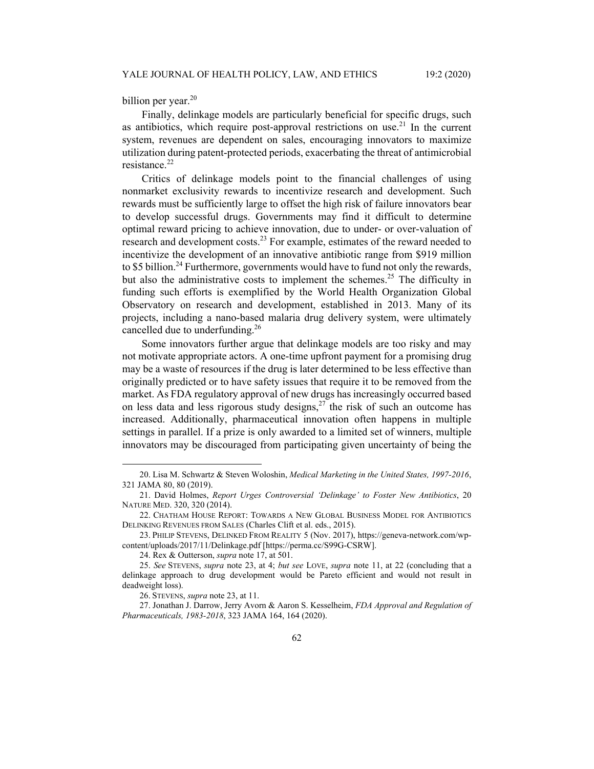billion per year.[20]

Finally, delinkage models are particularly beneficial for specific drugs, such as antibiotics, which require post-approval restrictions on use.[21] In the current system, revenues are dependent on sales, encouraging innovators to maximize utilization during patent-protected periods, exacerbating the threat of antimicrobial resistance.[22]

Critics of delinkage models point to the financial challenges of using nonmarket exclusivity rewards to incentivize research and development. Such rewards must be sufficiently large to offset the high risk of failure innovators bear to develop successful drugs. Governments may find it difficult to determine optimal reward pricing to achieve innovation, due to under- or over-valuation of research and development costs.[23] For example, estimates of the reward needed to incentivize the development of an innovative antibiotic range from $919 million to $5 billion.[24] Furthermore, governments would have to fund not only the rewards, but also the administrative costs to implement the schemes.[25] The difficulty in funding such efforts is exemplified by the World Health Organization Global Observatory on research and development, established in 2013. Many of its projects, including a nano-based malaria drug delivery system, were ultimately cancelled due to underfunding.[26]

Some innovators further argue that delinkage models are too risky and may not motivate appropriate actors. A one-time upfront payment for a promising drug may be a waste of resources if the drug is later determined to be less effective than originally predicted or to have safety issues that require it to be removed from the market. As FDA regulatory approval of new drugs has increasingly occurred based on less data and less rigorous study designs,[27] the risk of such an outcome has increased. Additionally, pharmaceutical innovation often happens in multiple settings in parallel. If a prize is only awarded to a limited set of winners, multiple innovators may be discouraged from participating given uncertainty of being the

---

20. Lisa M. Schwartz & Steven Woloshin, *Medical Marketing in the United States, 1997-2016*, 321 JAMA 80, 80 (2019).

21. David Holmes, *Report Urges Controversial 'Delinkage' to Foster New Antibiotics*, 20 NATURE MED. 320, 320 (2014).

22. CHATHAM HOUSE REPORT: TOWARDS A NEW GLOBAL BUSINESS MODEL FOR ANTIBIOTICS DELINKING REVENUES FROM SALES (Charles Clift et al. eds., 2015).

23. PHILIP STEVENS, DELINKED FROM REALITY 5 (Nov. 2017), https://geneva-network.com/wp-content/uploads/2017/11/Delinkage.pdf [https://perma.cc/S99G-CSRW].

24. Rex & Outterson, *supra* note 17, at 501.

25. *See* STEVENS, *supra* note 23, at 4; *but see* LOVE, *supra* note 11, at 22 (concluding that a delinkage approach to drug development would be Pareto efficient and would not result in deadweight loss).

26. STEVENS, *supra* note 23, at 11.

27. Jonathan J. Darrow, Jerry Avorn & Aaron S. Kesselheim, *FDA Approval and Regulation of Pharmaceuticals, 1983-2018*, 323 JAMA 164, 164 (2020).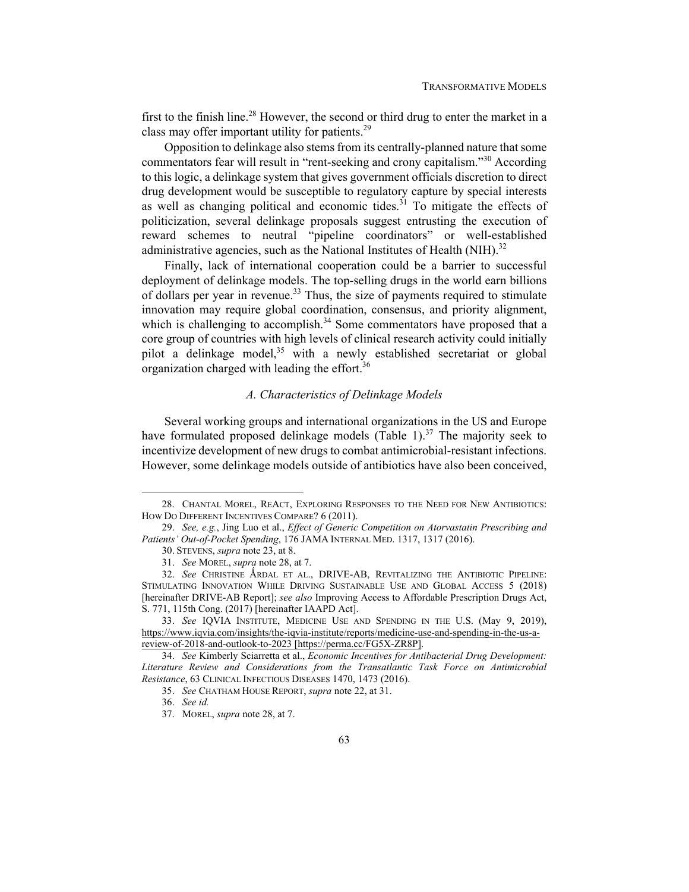first to the finish line.[28] However, the second or third drug to enter the market in a class may offer important utility for patients.[29]

Opposition to delinkage also stems from its centrally-planned nature that some commentators fear will result in "rent-seeking and crony capitalism."[30] According to this logic, a delinkage system that gives government officials discretion to direct drug development would be susceptible to regulatory capture by special interests as well as changing political and economic tides.[31] To mitigate the effects of politicization, several delinkage proposals suggest entrusting the execution of reward schemes to neutral "pipeline coordinators" or well-established administrative agencies, such as the National Institutes of Health (NIH).[32]

Finally, lack of international cooperation could be a barrier to successful deployment of delinkage models. The top-selling drugs in the world earn billions of dollars per year in revenue.[33] Thus, the size of payments required to stimulate innovation may require global coordination, consensus, and priority alignment, which is challenging to accomplish.[34] Some commentators have proposed that a core group of countries with high levels of clinical research activity could initially pilot a delinkage model,[35] with a newly established secretariat or global organization charged with leading the effort.[36]

### *A. Characteristics of Delinkage Models*

Several working groups and international organizations in the US and Europe have formulated proposed delinkage models (Table 1).[37] The majority seek to incentivize development of new drugs to combat antimicrobial-resistant infections. However, some delinkage models outside of antibiotics have also been conceived,

---

28. CHANTAL MOREL, REACT, EXPLORING RESPONSES TO THE NEED FOR NEW ANTIBIOTICS: HOW DO DIFFERENT INCENTIVES COMPARE? 6 (2011).

29. *See, e.g.*, Jing Luo et al., *Effect of Generic Competition on Atorvastatin Prescribing and Patients' Out-of-Pocket Spending*, 176 JAMA INTERNAL MED. 1317, 1317 (2016).

30. STEVENS, *supra* note 23, at 8.

31. *See* MOREL, *supra* note 28, at 7.

32. *See* CHRISTINE ÅRDAL ET AL., DRIVE-AB, REVITALIZING THE ANTIBIOTIC PIPELINE: STIMULATING INNOVATION WHILE DRIVING SUSTAINABLE USE AND GLOBAL ACCESS 5 (2018) [hereinafter DRIVE-AB Report]; *see also* Improving Access to Affordable Prescription Drugs Act, S. 771, 115th Cong. (2017) [hereinafter IAAPD Act].

33. *See* IQVIA INSTITUTE, MEDICINE USE AND SPENDING IN THE U.S. (May 9, 2019), https://www.iqvia.com/insights/the-iqvia-institute/reports/medicine-use-and-spending-in-the-us-a-review-of-2018-and-outlook-to-2023 [https://perma.cc/FG5X-ZR8P].

34. *See* Kimberly Sciarretta et al., *Economic Incentives for Antibacterial Drug Development: Literature Review and Considerations from the Transatlantic Task Force on Antimicrobial Resistance*, 63 CLINICAL INFECTIOUS DISEASES 1470, 1473 (2016).

35. *See* CHATHAM HOUSE REPORT, *supra* note 22, at 31.

36. *See id.*

37. MOREL, *supra* note 28, at 7.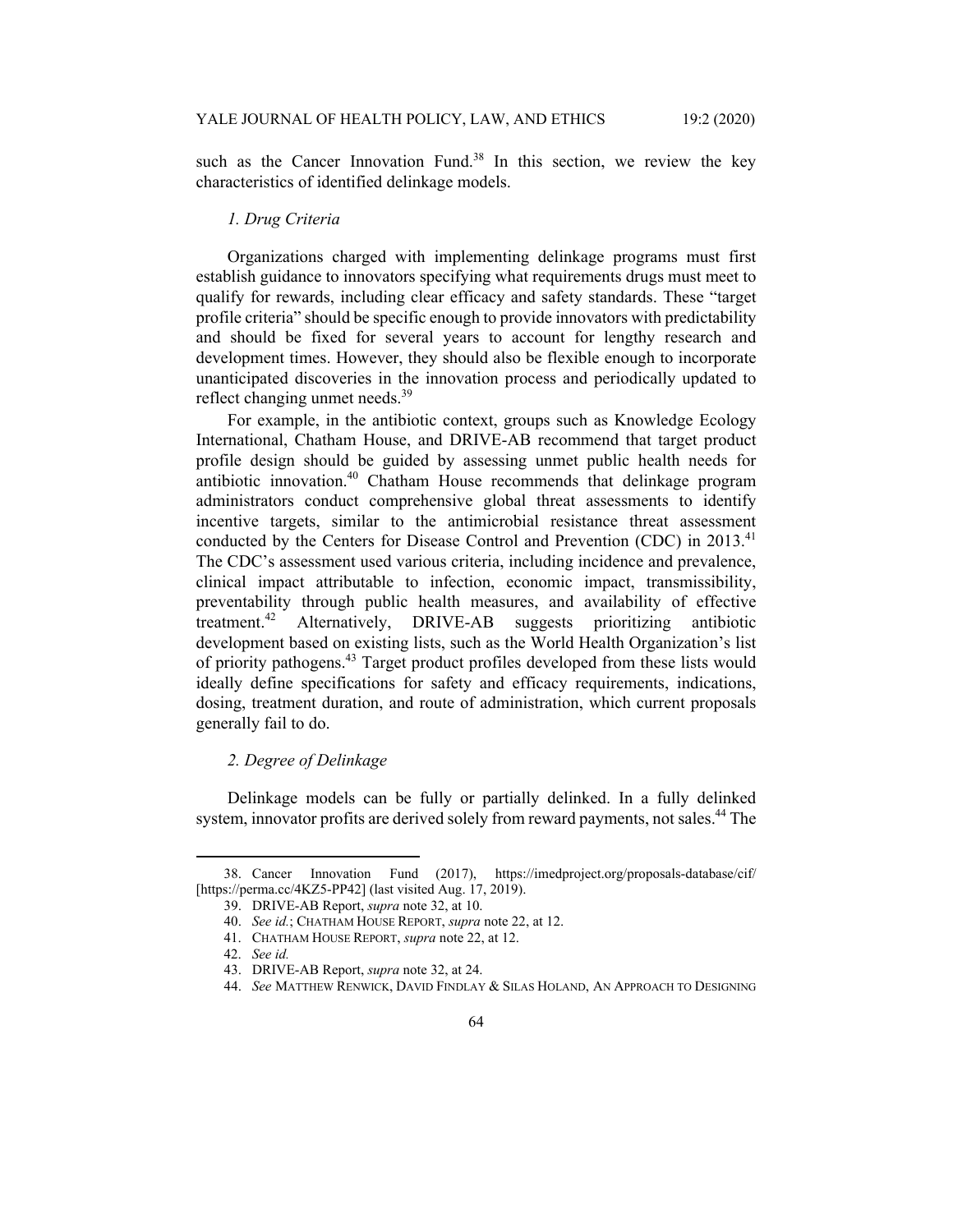such as the Cancer Innovation Fund.[38] In this section, we review the key characteristics of identified delinkage models.

*1. Drug Criteria*

Organizations charged with implementing delinkage programs must first establish guidance to innovators specifying what requirements drugs must meet to qualify for rewards, including clear efficacy and safety standards. These "target profile criteria" should be specific enough to provide innovators with predictability and should be fixed for several years to account for lengthy research and development times. However, they should also be flexible enough to incorporate unanticipated discoveries in the innovation process and periodically updated to reflect changing unmet needs.[39]

For example, in the antibiotic context, groups such as Knowledge Ecology International, Chatham House, and DRIVE-AB recommend that target product profile design should be guided by assessing unmet public health needs for antibiotic innovation.[40] Chatham House recommends that delinkage program administrators conduct comprehensive global threat assessments to identify incentive targets, similar to the antimicrobial resistance threat assessment conducted by the Centers for Disease Control and Prevention (CDC) in 2013.[41] The CDC's assessment used various criteria, including incidence and prevalence, clinical impact attributable to infection, economic impact, transmissibility, preventability through public health measures, and availability of effective treatment.[42] Alternatively, DRIVE-AB suggests prioritizing antibiotic development based on existing lists, such as the World Health Organization's list of priority pathogens.[43] Target product profiles developed from these lists would ideally define specifications for safety and efficacy requirements, indications, dosing, treatment duration, and route of administration, which current proposals generally fail to do.

*2. Degree of Delinkage*

Delinkage models can be fully or partially delinked. In a fully delinked system, innovator profits are derived solely from reward payments, not sales.[44] The

38. Cancer Innovation Fund (2017), https://imedproject.org/proposals-database/cif/ [https://perma.cc/4KZ5-PP42] (last visited Aug. 17, 2019).

39. DRIVE-AB Report, *supra* note 32, at 10.

40. *See id.*; CHATHAM HOUSE REPORT, *supra* note 22, at 12.

41. CHATHAM HOUSE REPORT, *supra* note 22, at 12.

42. *See id.*

43. DRIVE-AB Report, *supra* note 32, at 24.

44. *See* MATTHEW RENWICK, DAVID FINDLAY & SILAS HOLAND, AN APPROACH TO DESIGNING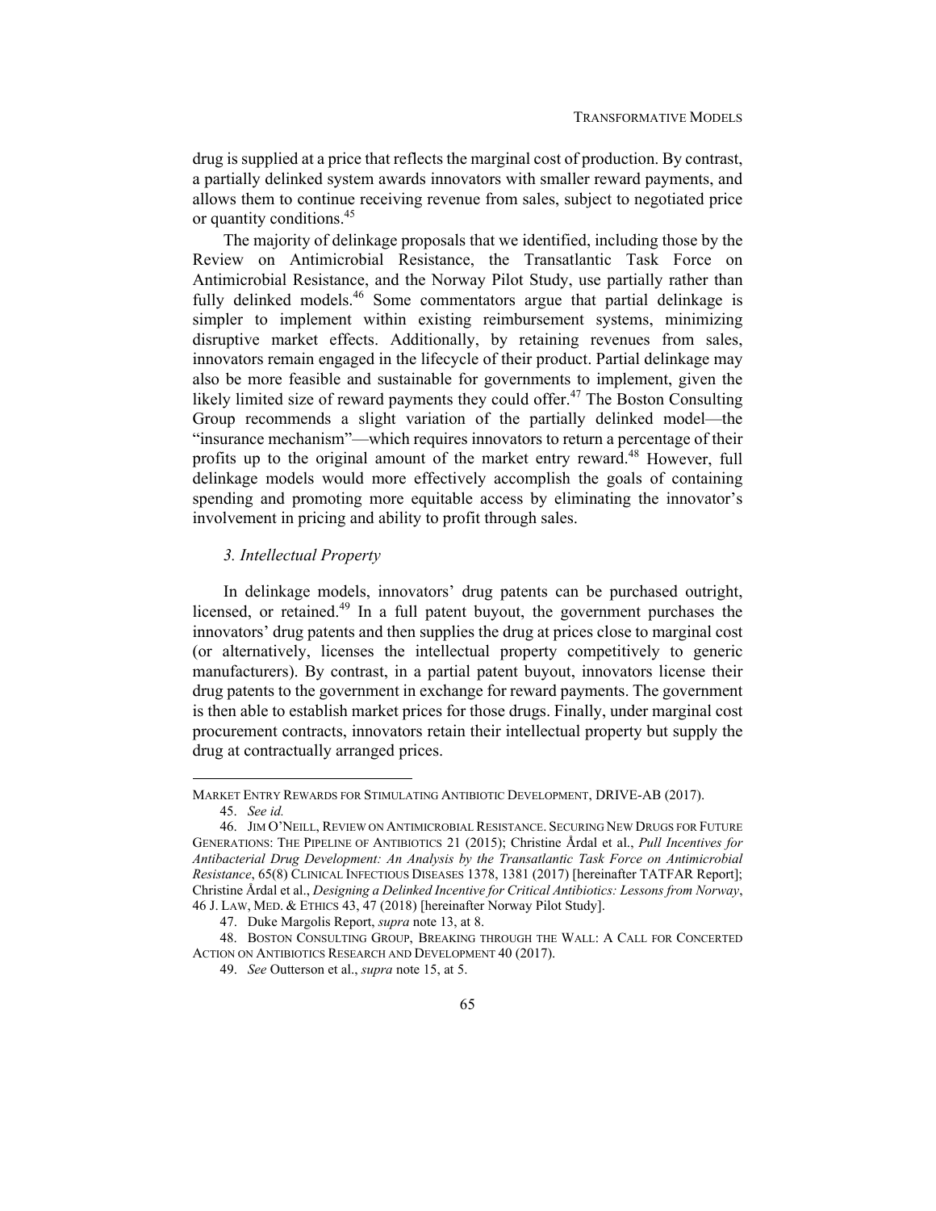drug is supplied at a price that reflects the marginal cost of production. By contrast, a partially delinked system awards innovators with smaller reward payments, and allows them to continue receiving revenue from sales, subject to negotiated price or quantity conditions.[45]

The majority of delinkage proposals that we identified, including those by the Review on Antimicrobial Resistance, the Transatlantic Task Force on Antimicrobial Resistance, and the Norway Pilot Study, use partially rather than fully delinked models.[46] Some commentators argue that partial delinkage is simpler to implement within existing reimbursement systems, minimizing disruptive market effects. Additionally, by retaining revenues from sales, innovators remain engaged in the lifecycle of their product. Partial delinkage may also be more feasible and sustainable for governments to implement, given the likely limited size of reward payments they could offer.[47] The Boston Consulting Group recommends a slight variation of the partially delinked model—the "insurance mechanism"—which requires innovators to return a percentage of their profits up to the original amount of the market entry reward.[48] However, full delinkage models would more effectively accomplish the goals of containing spending and promoting more equitable access by eliminating the innovator's involvement in pricing and ability to profit through sales.

### *3. Intellectual Property*

In delinkage models, innovators' drug patents can be purchased outright, licensed, or retained.[49] In a full patent buyout, the government purchases the innovators' drug patents and then supplies the drug at prices close to marginal cost (or alternatively, licenses the intellectual property competitively to generic manufacturers). By contrast, in a partial patent buyout, innovators license their drug patents to the government in exchange for reward payments. The government is then able to establish market prices for those drugs. Finally, under marginal cost procurement contracts, innovators retain their intellectual property but supply the drug at contractually arranged prices.

---

MARKET ENTRY REWARDS FOR STIMULATING ANTIBIOTIC DEVELOPMENT, DRIVE-AB (2017).

45. *See id.*

46. JIM O'NEILL, REVIEW ON ANTIMICROBIAL RESISTANCE. SECURING NEW DRUGS FOR FUTURE GENERATIONS: THE PIPELINE OF ANTIBIOTICS 21 (2015); Christine Årdal et al., *Pull Incentives for Antibacterial Drug Development: An Analysis by the Transatlantic Task Force on Antimicrobial Resistance*, 65(8) CLINICAL INFECTIOUS DISEASES 1378, 1381 (2017) [hereinafter TATFAR Report]; Christine Årdal et al., *Designing a Delinked Incentive for Critical Antibiotics: Lessons from Norway*, 46 J. LAW, MED. & ETHICS 43, 47 (2018) [hereinafter Norway Pilot Study].

47. Duke Margolis Report, *supra* note 13, at 8.

48. BOSTON CONSULTING GROUP, BREAKING THROUGH THE WALL: A CALL FOR CONCERTED ACTION ON ANTIBIOTICS RESEARCH AND DEVELOPMENT 40 (2017).

49. *See* Outterson et al., *supra* note 15, at 5.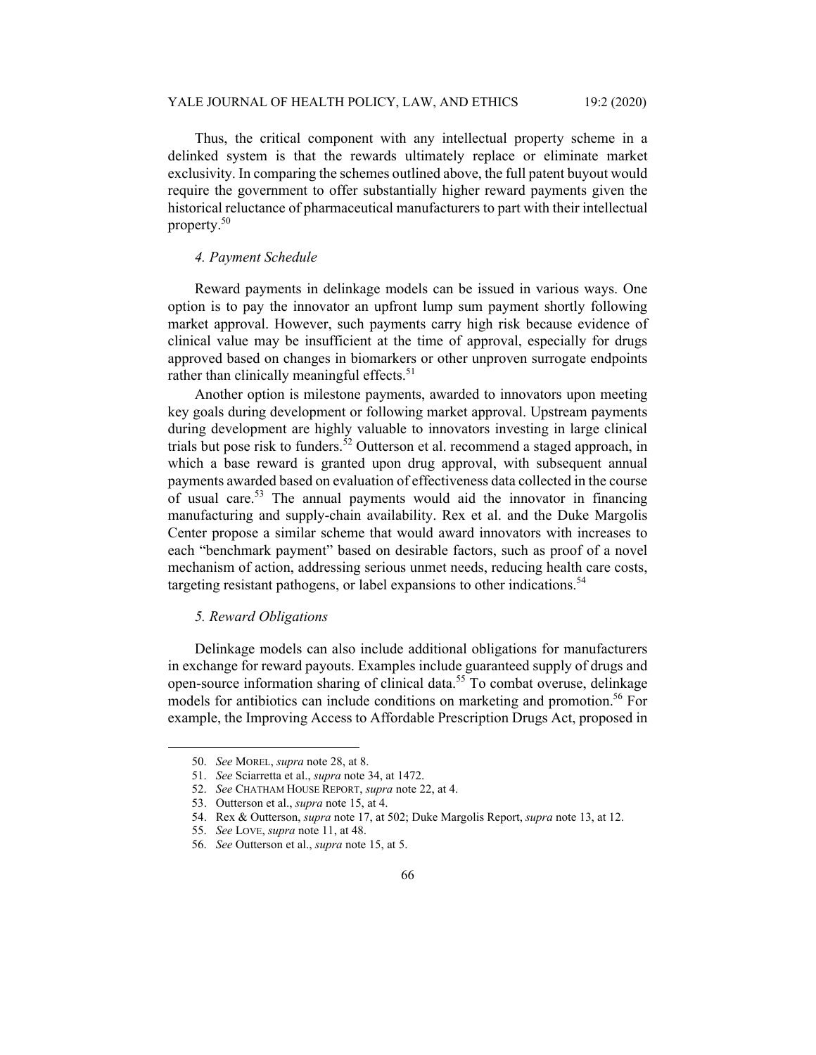Thus, the critical component with any intellectual property scheme in a delinked system is that the rewards ultimately replace or eliminate market exclusivity. In comparing the schemes outlined above, the full patent buyout would require the government to offer substantially higher reward payments given the historical reluctance of pharmaceutical manufacturers to part with their intellectual property.[50]

#### *4. Payment Schedule*

Reward payments in delinkage models can be issued in various ways. One option is to pay the innovator an upfront lump sum payment shortly following market approval. However, such payments carry high risk because evidence of clinical value may be insufficient at the time of approval, especially for drugs approved based on changes in biomarkers or other unproven surrogate endpoints rather than clinically meaningful effects.[51]

Another option is milestone payments, awarded to innovators upon meeting key goals during development or following market approval. Upstream payments during development are highly valuable to innovators investing in large clinical trials but pose risk to funders.[52] Outterson et al. recommend a staged approach, in which a base reward is granted upon drug approval, with subsequent annual payments awarded based on evaluation of effectiveness data collected in the course of usual care.[53] The annual payments would aid the innovator in financing manufacturing and supply-chain availability. Rex et al. and the Duke Margolis Center propose a similar scheme that would award innovators with increases to each "benchmark payment" based on desirable factors, such as proof of a novel mechanism of action, addressing serious unmet needs, reducing health care costs, targeting resistant pathogens, or label expansions to other indications.[54]

#### *5. Reward Obligations*

Delinkage models can also include additional obligations for manufacturers in exchange for reward payouts. Examples include guaranteed supply of drugs and open-source information sharing of clinical data.[55] To combat overuse, delinkage models for antibiotics can include conditions on marketing and promotion.[56] For example, the Improving Access to Affordable Prescription Drugs Act, proposed in

---

50. *See* MOREL, *supra* note 28, at 8.
51. *See* Sciarretta et al., *supra* note 34, at 1472.
52. *See* CHATHAM HOUSE REPORT, *supra* note 22, at 4.
53. Outterson et al., *supra* note 15, at 4.
54. Rex & Outterson, *supra* note 17, at 502; Duke Margolis Report, *supra* note 13, at 12.
55. *See* LOVE, *supra* note 11, at 48.
56. *See* Outterson et al., *supra* note 15, at 5.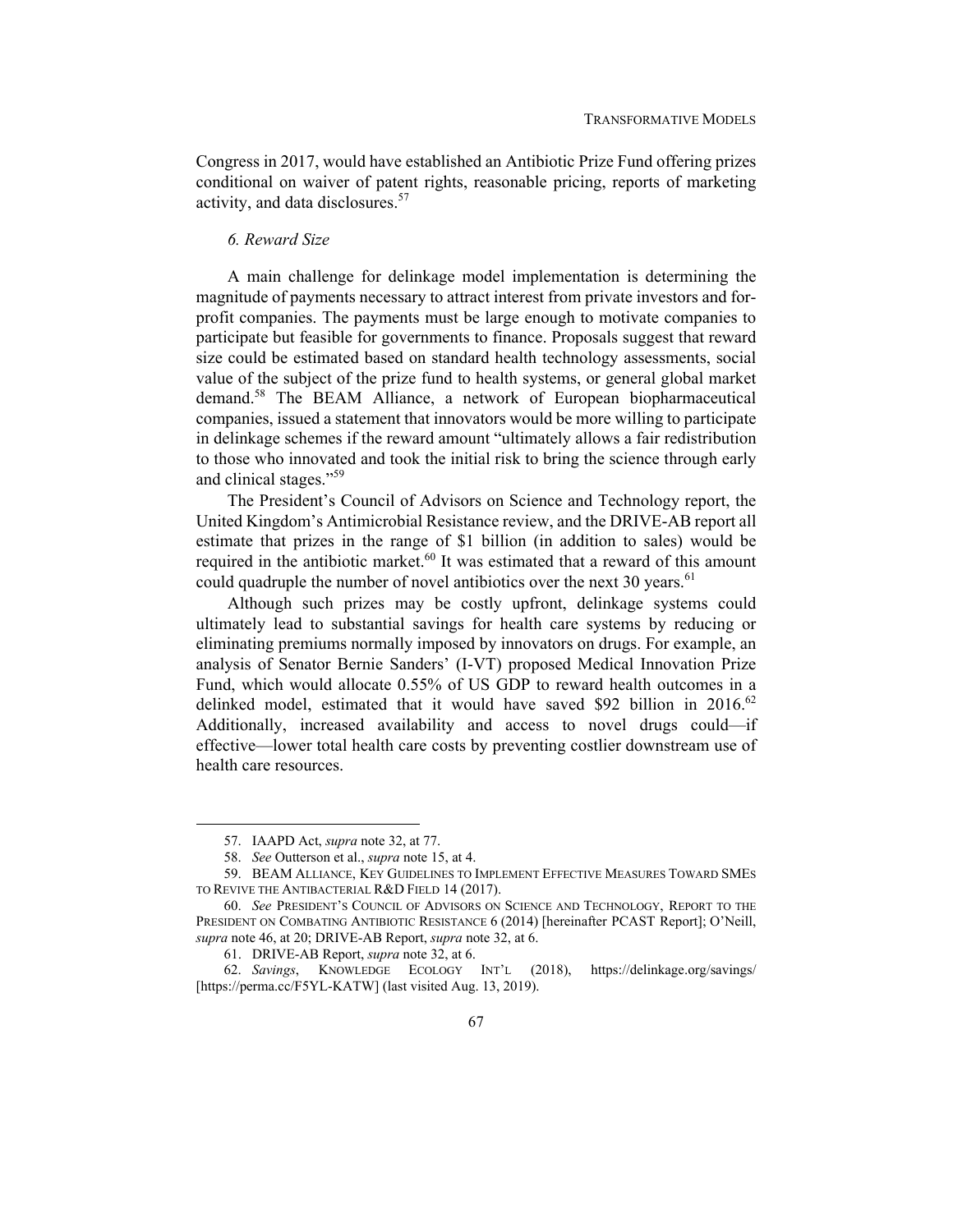Congress in 2017, would have established an Antibiotic Prize Fund offering prizes conditional on waiver of patent rights, reasonable pricing, reports of marketing activity, and data disclosures.[57]

#### *6. Reward Size*

A main challenge for delinkage model implementation is determining the magnitude of payments necessary to attract interest from private investors and for-profit companies. The payments must be large enough to motivate companies to participate but feasible for governments to finance. Proposals suggest that reward size could be estimated based on standard health technology assessments, social value of the subject of the prize fund to health systems, or general global market demand.[58] The BEAM Alliance, a network of European biopharmaceutical companies, issued a statement that innovators would be more willing to participate in delinkage schemes if the reward amount "ultimately allows a fair redistribution to those who innovated and took the initial risk to bring the science through early and clinical stages."[59]

The President's Council of Advisors on Science and Technology report, the United Kingdom's Antimicrobial Resistance review, and the DRIVE-AB report all estimate that prizes in the range of $1 billion (in addition to sales) would be required in the antibiotic market.[60] It was estimated that a reward of this amount could quadruple the number of novel antibiotics over the next 30 years.[61]

Although such prizes may be costly upfront, delinkage systems could ultimately lead to substantial savings for health care systems by reducing or eliminating premiums normally imposed by innovators on drugs. For example, an analysis of Senator Bernie Sanders' (I-VT) proposed Medical Innovation Prize Fund, which would allocate 0.55% of US GDP to reward health outcomes in a delinked model, estimated that it would have saved $92 billion in 2016.[62] Additionally, increased availability and access to novel drugs could—if effective—lower total health care costs by preventing costlier downstream use of health care resources.

---

57. IAAPD Act, *supra* note 32, at 77.

58. *See* Outterson et al., *supra* note 15, at 4.

59. BEAM ALLIANCE, KEY GUIDELINES TO IMPLEMENT EFFECTIVE MEASURES TOWARD SMES TO REVIVE THE ANTIBACTERIAL R&D FIELD 14 (2017).

60. *See* PRESIDENT'S COUNCIL OF ADVISORS ON SCIENCE AND TECHNOLOGY, REPORT TO THE PRESIDENT ON COMBATING ANTIBIOTIC RESISTANCE 6 (2014) [hereinafter PCAST Report]; O'Neill, *supra* note 46, at 20; DRIVE-AB Report, *supra* note 32, at 6.

61. DRIVE-AB Report, *supra* note 32, at 6.

62. *Savings*, KNOWLEDGE ECOLOGY INT'L (2018), https://delinkage.org/savings/ [https://perma.cc/F5YL-KATW] (last visited Aug. 13, 2019).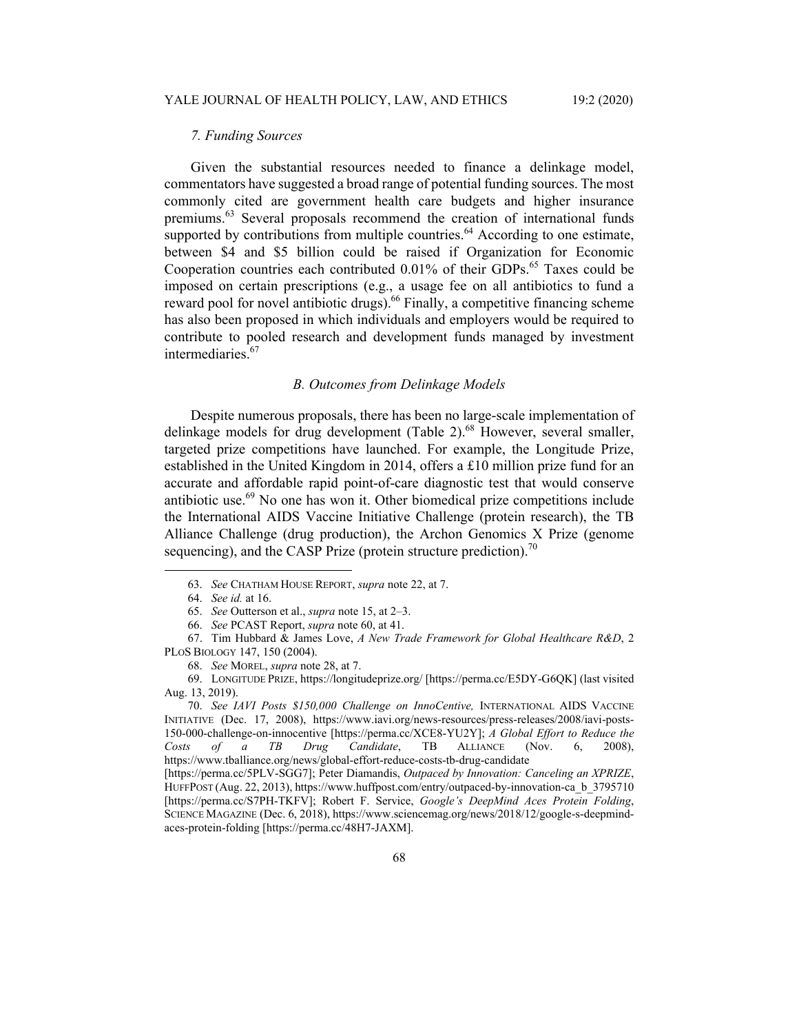### *7. Funding Sources*

Given the substantial resources needed to finance a delinkage model, commentators have suggested a broad range of potential funding sources. The most commonly cited are government health care budgets and higher insurance premiums.[63] Several proposals recommend the creation of international funds supported by contributions from multiple countries.[64] According to one estimate, between $4 and $5 billion could be raised if Organization for Economic Cooperation countries each contributed 0.01% of their GDPs.[65] Taxes could be imposed on certain prescriptions (e.g., a usage fee on all antibiotics to fund a reward pool for novel antibiotic drugs).[66] Finally, a competitive financing scheme has also been proposed in which individuals and employers would be required to contribute to pooled research and development funds managed by investment intermediaries.[67]

### *B. Outcomes from Delinkage Models*

Despite numerous proposals, there has been no large-scale implementation of delinkage models for drug development (Table 2).[68] However, several smaller, targeted prize competitions have launched. For example, the Longitude Prize, established in the United Kingdom in 2014, offers a £10 million prize fund for an accurate and affordable rapid point-of-care diagnostic test that would conserve antibiotic use.[69] No one has won it. Other biomedical prize competitions include the International AIDS Vaccine Initiative Challenge (protein research), the TB Alliance Challenge (drug production), the Archon Genomics X Prize (genome sequencing), and the CASP Prize (protein structure prediction).[70]

---

63. *See* CHATHAM HOUSE REPORT, *supra* note 22, at 7.

64. *See id.* at 16.

65. *See* Outterson et al., *supra* note 15, at 2–3.

66. *See* PCAST Report, *supra* note 60, at 41.

67. Tim Hubbard & James Love, *A New Trade Framework for Global Healthcare R&D*, 2 PLoS BIOLOGY 147, 150 (2004).

68. *See* MOREL, *supra* note 28, at 7.

69. LONGITUDE PRIZE, https://longitudeprize.org/ [https://perma.cc/E5DY-G6QK] (last visited Aug. 13, 2019).

70. *See IAVI Posts $150,000 Challenge on InnoCentive,* INTERNATIONAL AIDS VACCINE INITIATIVE (Dec. 17, 2008), https://www.iavi.org/news-resources/press-releases/2008/iavi-posts-150-000-challenge-on-innocentive [https://perma.cc/XCE8-YU2Y]; *A Global Effort to Reduce the Costs of a TB Drug Candidate*, TB ALLIANCE (Nov. 6, 2008), https://www.tballiance.org/news/global-effort-reduce-costs-tb-drug-candidate [https://perma.cc/5PLV-SGG7]; Peter Diamandis, *Outpaced by Innovation: Canceling an XPRIZE*, HUFFPOST (Aug. 22, 2013), https://www.huffpost.com/entry/outpaced-by-innovation-ca_b_3795710 [https://perma.cc/S7PH-TKFV]; Robert F. Service, *Google's DeepMind Aces Protein Folding*, SCIENCE MAGAZINE (Dec. 6, 2018), https://www.sciencemag.org/news/2018/12/google-s-deepmind-aces-protein-folding [https://perma.cc/48H7-JAXM].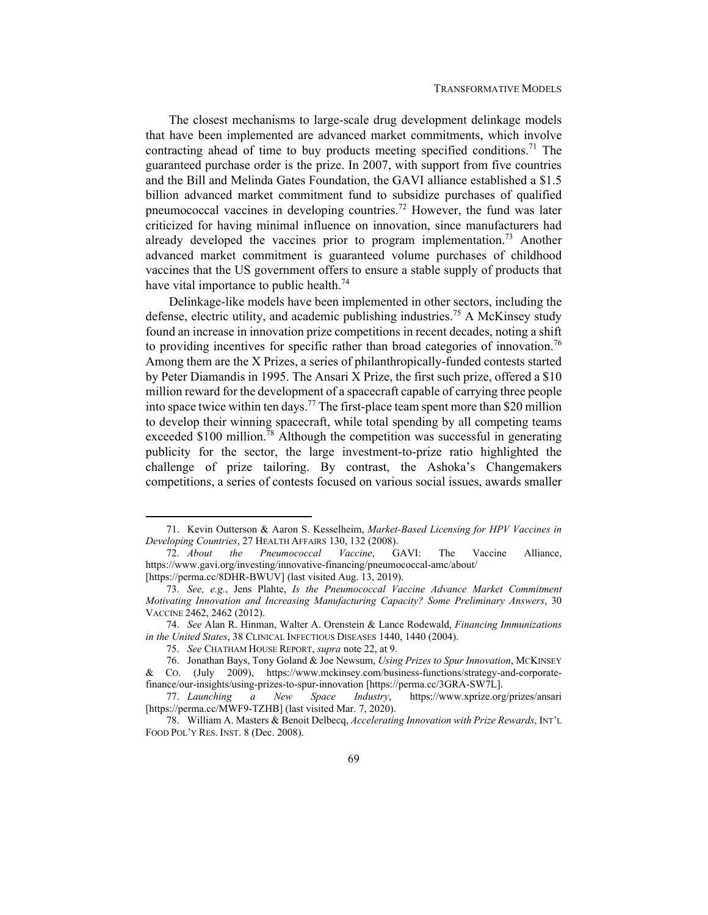The closest mechanisms to large-scale drug development delinkage models that have been implemented are advanced market commitments, which involve contracting ahead of time to buy products meeting specified conditions.[71] The guaranteed purchase order is the prize. In 2007, with support from five countries and the Bill and Melinda Gates Foundation, the GAVI alliance established a $1.5 billion advanced market commitment fund to subsidize purchases of qualified pneumococcal vaccines in developing countries.[72] However, the fund was later criticized for having minimal influence on innovation, since manufacturers had already developed the vaccines prior to program implementation.[73] Another advanced market commitment is guaranteed volume purchases of childhood vaccines that the US government offers to ensure a stable supply of products that have vital importance to public health.[74]

Delinkage-like models have been implemented in other sectors, including the defense, electric utility, and academic publishing industries.[75] A McKinsey study found an increase in innovation prize competitions in recent decades, noting a shift to providing incentives for specific rather than broad categories of innovation.[76] Among them are the X Prizes, a series of philanthropically-funded contests started by Peter Diamandis in 1995. The Ansari X Prize, the first such prize, offered a $10 million reward for the development of a spacecraft capable of carrying three people into space twice within ten days.[77] The first-place team spent more than $20 million to develop their winning spacecraft, while total spending by all competing teams exceeded $100 million.[78] Although the competition was successful in generating publicity for the sector, the large investment-to-prize ratio highlighted the challenge of prize tailoring. By contrast, the Ashoka's Changemakers competitions, a series of contests focused on various social issues, awards smaller

---

71. Kevin Outterson & Aaron S. Kesselheim, *Market-Based Licensing for HPV Vaccines in Developing Countries*, 27 HEALTH AFFAIRS 130, 132 (2008).

72. *About the Pneumococcal Vaccine*, GAVI: The Vaccine Alliance, https://www.gavi.org/investing/innovative-financing/pneumococcal-amc/about/ [https://perma.cc/8DHR-BWUV] (last visited Aug. 13, 2019).

73. *See, e.g.*, Jens Plahte, *Is the Pneumococcal Vaccine Advance Market Commitment Motivating Innovation and Increasing Manufacturing Capacity? Some Preliminary Answers*, 30 VACCINE 2462, 2462 (2012).

74. *See* Alan R. Hinman, Walter A. Orenstein & Lance Rodewald, *Financing Immunizations in the United States*, 38 CLINICAL INFECTIOUS DISEASES 1440, 1440 (2004).

75. *See* CHATHAM HOUSE REPORT, *supra* note 22, at 9.

76. Jonathan Bays, Tony Goland & Joe Newsum, *Using Prizes to Spur Innovation*, MCKINSEY & CO. (July 2009), https://www.mckinsey.com/business-functions/strategy-and-corporate-finance/our-insights/using-prizes-to-spur-innovation [https://perma.cc/3GRA-SW7L].

77. *Launching a New Space Industry*, https://www.xprize.org/prizes/ansari [https://perma.cc/MWF9-TZHB] (last visited Mar. 7, 2020).

78. William A. Masters & Benoit Delbecq, *Accelerating Innovation with Prize Rewards*, INT'L FOOD POL'Y RES. INST. 8 (Dec. 2008).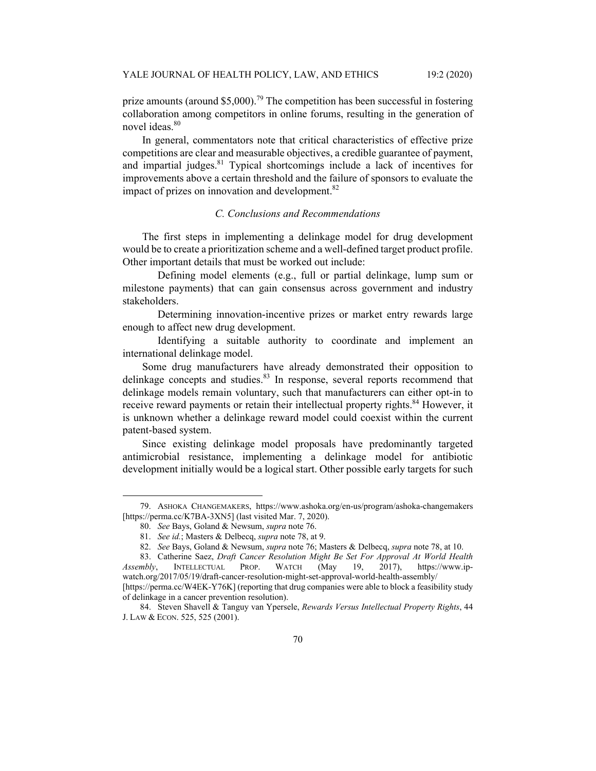prize amounts (around $5,000).[79] The competition has been successful in fostering collaboration among competitors in online forums, resulting in the generation of novel ideas.[80]

In general, commentators note that critical characteristics of effective prize competitions are clear and measurable objectives, a credible guarantee of payment, and impartial judges.[81] Typical shortcomings include a lack of incentives for improvements above a certain threshold and the failure of sponsors to evaluate the impact of prizes on innovation and development.[82]

### *C. Conclusions and Recommendations*

The first steps in implementing a delinkage model for drug development would be to create a prioritization scheme and a well-defined target product profile. Other important details that must be worked out include:

Defining model elements (e.g., full or partial delinkage, lump sum or milestone payments) that can gain consensus across government and industry stakeholders.

Determining innovation-incentive prizes or market entry rewards large enough to affect new drug development.

Identifying a suitable authority to coordinate and implement an international delinkage model.

Some drug manufacturers have already demonstrated their opposition to delinkage concepts and studies.[83] In response, several reports recommend that delinkage models remain voluntary, such that manufacturers can either opt-in to receive reward payments or retain their intellectual property rights.[84] However, it is unknown whether a delinkage reward model could coexist within the current patent-based system.

Since existing delinkage model proposals have predominantly targeted antimicrobial resistance, implementing a delinkage model for antibiotic development initially would be a logical start. Other possible early targets for such

---

79. ASHOKA CHANGEMAKERS, https://www.ashoka.org/en-us/program/ashoka-changemakers [https://perma.cc/K7BA-3XN5] (last visited Mar. 7, 2020).

80. *See* Bays, Goland & Newsum, *supra* note 76.

81. *See id.*; Masters & Delbecq, *supra* note 78, at 9.

82. *See* Bays, Goland & Newsum, *supra* note 76; Masters & Delbecq, *supra* note 78, at 10.

83. Catherine Saez, *Draft Cancer Resolution Might Be Set For Approval At World Health Assembly*, INTELLECTUAL PROP. WATCH (May 19, 2017), https://www.ip-watch.org/2017/05/19/draft-cancer-resolution-might-set-approval-world-health-assembly/ [https://perma.cc/W4EK-Y76K] (reporting that drug companies were able to block a feasibility study of delinkage in a cancer prevention resolution).

84. Steven Shavell & Tanguy van Ypersele, *Rewards Versus Intellectual Property Rights*, 44 J. LAW & ECON. 525, 525 (2001).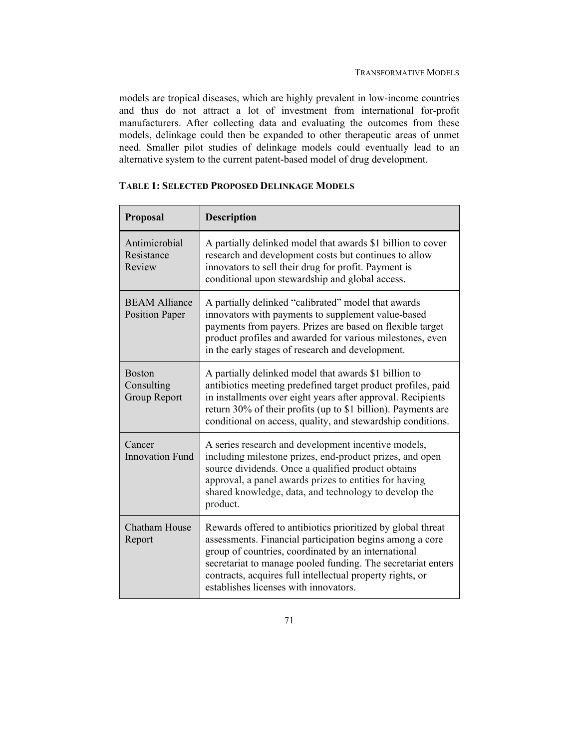models are tropical diseases, which are highly prevalent in low-income countries and thus do not attract a lot of investment from international for-profit manufacturers. After collecting data and evaluating the outcomes from these models, delinkage could then be expanded to other therapeutic areas of unmet need. Smaller pilot studies of delinkage models could eventually lead to an alternative system to the current patent-based model of drug development.

**TABLE 1: SELECTED PROPOSED DELINKAGE MODELS**

| Proposal | Description |
| --- | --- |
| Antimicrobial Resistance Review | A partially delinked model that awards $1 billion to cover research and development costs but continues to allow innovators to sell their drug for profit. Payment is conditional upon stewardship and global access. |
| BEAM Alliance Position Paper | A partially delinked "calibrated" model that awards innovators with payments to supplement value-based payments from payers. Prizes are based on flexible target product profiles and awarded for various milestones, even in the early stages of research and development. |
| Boston Consulting Group Report | A partially delinked model that awards $1 billion to antibiotics meeting predefined target product profiles, paid in installments over eight years after approval. Recipients return 30% of their profits (up to $1 billion). Payments are conditional on access, quality, and stewardship conditions. |
| Cancer Innovation Fund | A series research and development incentive models, including milestone prizes, end-product prizes, and open source dividends. Once a qualified product obtains approval, a panel awards prizes to entities for having shared knowledge, data, and technology to develop the product. |
| Chatham House Report | Rewards offered to antibiotics prioritized by global threat assessments. Financial participation begins among a core group of countries, coordinated by an international secretariat to manage pooled funding. The secretariat enters contracts, acquires full intellectual property rights, or establishes licenses with innovators. |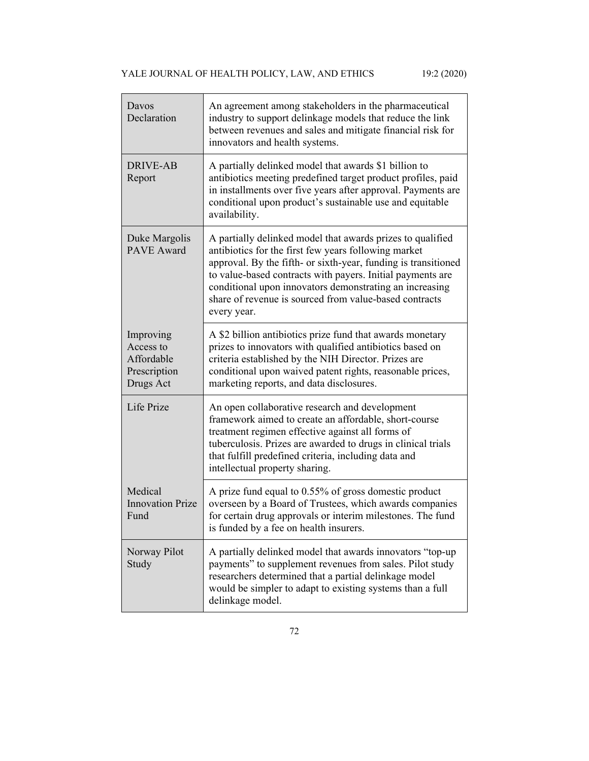| | |
|---|---|
| Davos Declaration | An agreement among stakeholders in the pharmaceutical industry to support delinkage models that reduce the link between revenues and sales and mitigate financial risk for innovators and health systems. |
| DRIVE-AB Report | A partially delinked model that awards $1 billion to antibiotics meeting predefined target product profiles, paid in installments over five years after approval. Payments are conditional upon product's sustainable use and equitable availability. |
| Duke Margolis PAVE Award | A partially delinked model that awards prizes to qualified antibiotics for the first few years following market approval. By the fifth- or sixth-year, funding is transitioned to value-based contracts with payers. Initial payments are conditional upon innovators demonstrating an increasing share of revenue is sourced from value-based contracts every year. |
| Improving Access to Affordable Prescription Drugs Act | A $2 billion antibiotics prize fund that awards monetary prizes to innovators with qualified antibiotics based on criteria established by the NIH Director. Prizes are conditional upon waived patent rights, reasonable prices, marketing reports, and data disclosures. |
| Life Prize | An open collaborative research and development framework aimed to create an affordable, short-course treatment regimen effective against all forms of tuberculosis. Prizes are awarded to drugs in clinical trials that fulfill predefined criteria, including data and intellectual property sharing. |
| Medical Innovation Prize Fund | A prize fund equal to 0.55% of gross domestic product overseen by a Board of Trustees, which awards companies for certain drug approvals or interim milestones. The fund is funded by a fee on health insurers. |
| Norway Pilot Study | A partially delinked model that awards innovators "top-up payments" to supplement revenues from sales. Pilot study researchers determined that a partial delinkage model would be simpler to adapt to existing systems than a full delinkage model. |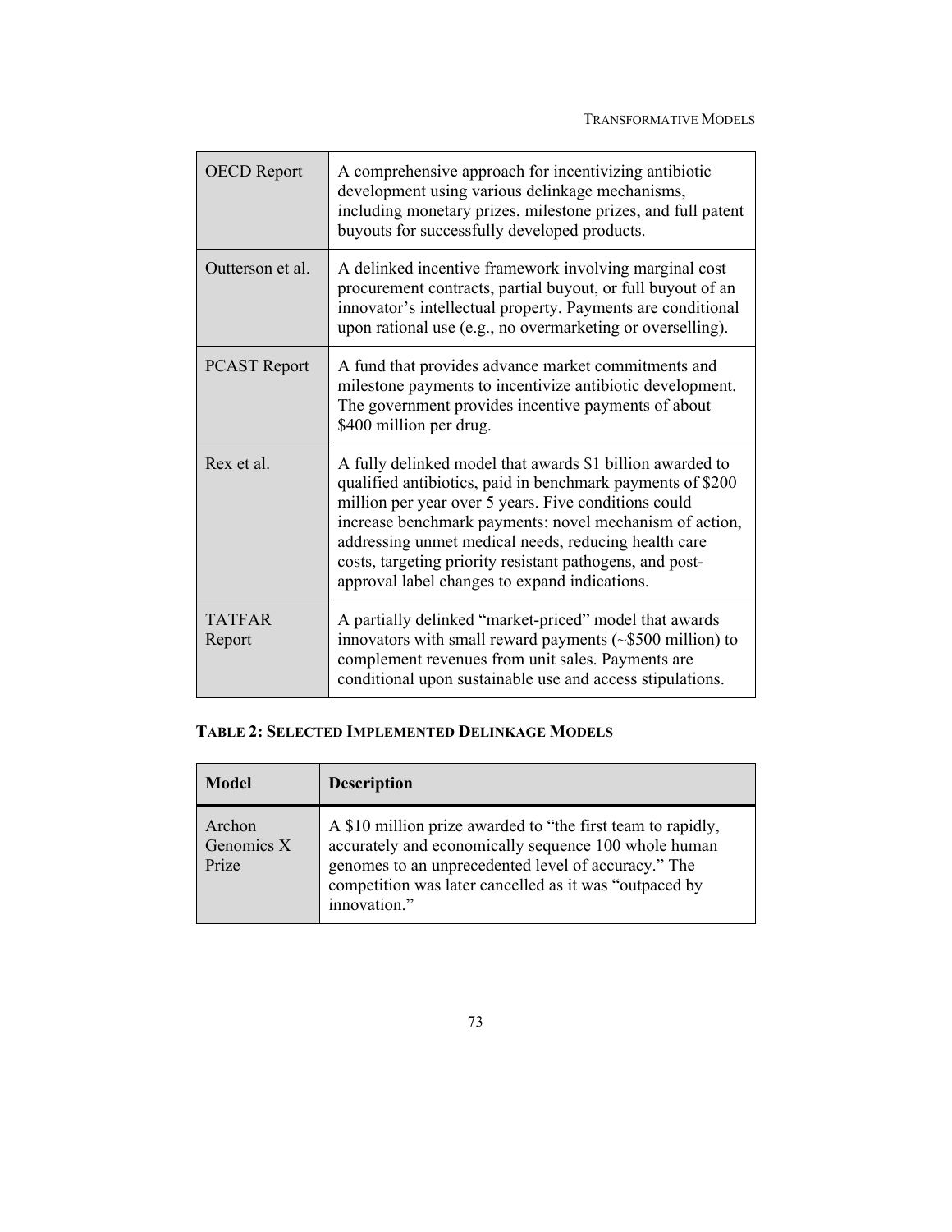| | |
|---|---|
| OECD Report | A comprehensive approach for incentivizing antibiotic development using various delinkage mechanisms, including monetary prizes, milestone prizes, and full patent buyouts for successfully developed products. |
| Outterson et al. | A delinked incentive framework involving marginal cost procurement contracts, partial buyout, or full buyout of an innovator's intellectual property. Payments are conditional upon rational use (e.g., no overmarketing or overselling). |
| PCAST Report | A fund that provides advance market commitments and milestone payments to incentivize antibiotic development. The government provides incentive payments of about \$400 million per drug. |
| Rex et al. | A fully delinked model that awards \$1 billion awarded to qualified antibiotics, paid in benchmark payments of \$200 million per year over 5 years. Five conditions could increase benchmark payments: novel mechanism of action, addressing unmet medical needs, reducing health care costs, targeting priority resistant pathogens, and post-approval label changes to expand indications. |
| TATFAR Report | A partially delinked "market-priced" model that awards innovators with small reward payments (~\$500 million) to complement revenues from unit sales. Payments are conditional upon sustainable use and access stipulations. |

**TABLE 2: SELECTED IMPLEMENTED DELINKAGE MODELS**

| Model | Description |
|---|---|
| Archon Genomics X Prize | A \$10 million prize awarded to "the first team to rapidly, accurately and economically sequence 100 whole human genomes to an unprecedented level of accuracy." The competition was later cancelled as it was "outpaced by innovation." |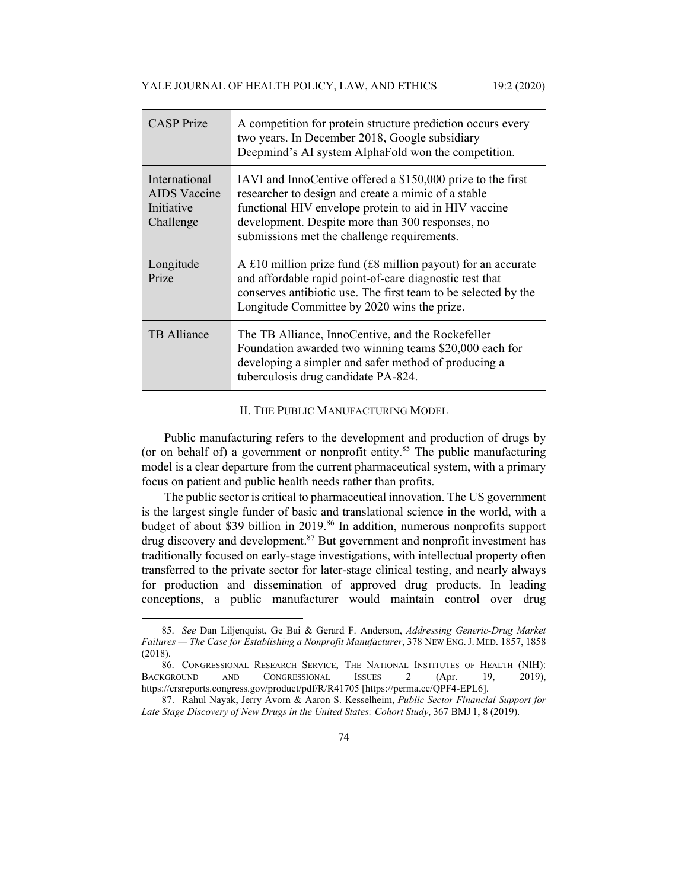| | |
|---|---|
| CASP Prize | A competition for protein structure prediction occurs every two years. In December 2018, Google subsidiary Deepmind's AI system AlphaFold won the competition. |
| International AIDS Vaccine Initiative Challenge | IAVI and InnoCentive offered a $150,000 prize to the first researcher to design and create a mimic of a stable functional HIV envelope protein to aid in HIV vaccine development. Despite more than 300 responses, no submissions met the challenge requirements. |
| Longitude Prize | A £10 million prize fund (£8 million payout) for an accurate and affordable rapid point-of-care diagnostic test that conserves antibiotic use. The first team to be selected by the Longitude Committee by 2020 wins the prize. |
| TB Alliance | The TB Alliance, InnoCentive, and the Rockefeller Foundation awarded two winning teams $20,000 each for developing a simpler and safer method of producing a tuberculosis drug candidate PA-824. |

## II. The Public Manufacturing Model

Public manufacturing refers to the development and production of drugs by (or on behalf of) a government or nonprofit entity.[85] The public manufacturing model is a clear departure from the current pharmaceutical system, with a primary focus on patient and public health needs rather than profits.

The public sector is critical to pharmaceutical innovation. The US government is the largest single funder of basic and translational science in the world, with a budget of about $39 billion in 2019.[86] In addition, numerous nonprofits support drug discovery and development.[87] But government and nonprofit investment has traditionally focused on early-stage investigations, with intellectual property often transferred to the private sector for later-stage clinical testing, and nearly always for production and dissemination of approved drug products. In leading conceptions, a public manufacturer would maintain control over drug

85. *See* Dan Liljenquist, Ge Bai & Gerard F. Anderson, *Addressing Generic-Drug Market Failures — The Case for Establishing a Nonprofit Manufacturer*, 378 New Eng. J. Med. 1857, 1858 (2018).

86. Congressional Research Service, The National Institutes of Health (NIH): Background and Congressional Issues 2 (Apr. 19, 2019), https://crsreports.congress.gov/product/pdf/R/R41705 [https://perma.cc/QPF4-EPL6].

87. Rahul Nayak, Jerry Avorn & Aaron S. Kesselheim, *Public Sector Financial Support for Late Stage Discovery of New Drugs in the United States: Cohort Study*, 367 BMJ 1, 8 (2019).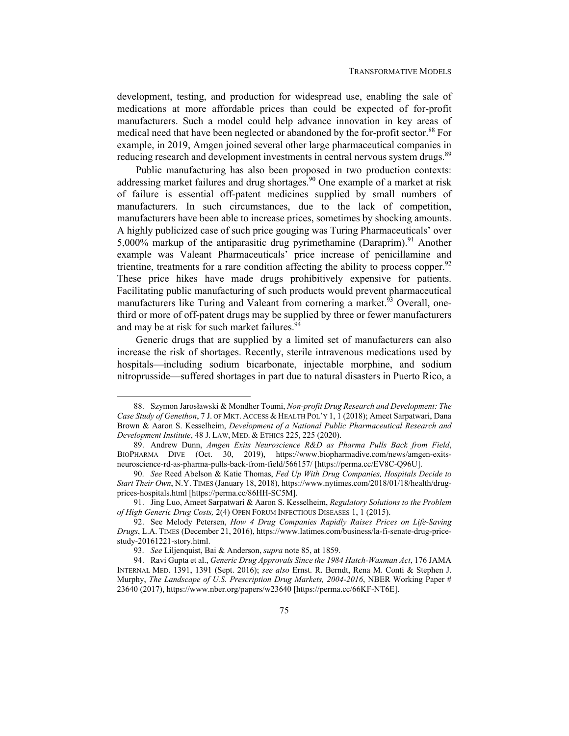development, testing, and production for widespread use, enabling the sale of medications at more affordable prices than could be expected of for-profit manufacturers. Such a model could help advance innovation in key areas of medical need that have been neglected or abandoned by the for-profit sector.[88] For example, in 2019, Amgen joined several other large pharmaceutical companies in reducing research and development investments in central nervous system drugs.[89]

Public manufacturing has also been proposed in two production contexts: addressing market failures and drug shortages.[90] One example of a market at risk of failure is essential off-patent medicines supplied by small numbers of manufacturers. In such circumstances, due to the lack of competition, manufacturers have been able to increase prices, sometimes by shocking amounts. A highly publicized case of such price gouging was Turing Pharmaceuticals' over 5,000% markup of the antiparasitic drug pyrimethamine (Daraprim).[91] Another example was Valeant Pharmaceuticals' price increase of penicillamine and trientine, treatments for a rare condition affecting the ability to process copper.[92] These price hikes have made drugs prohibitively expensive for patients. Facilitating public manufacturing of such products would prevent pharmaceutical manufacturers like Turing and Valeant from cornering a market.[93] Overall, one-third or more of off-patent drugs may be supplied by three or fewer manufacturers and may be at risk for such market failures.[94]

Generic drugs that are supplied by a limited set of manufacturers can also increase the risk of shortages. Recently, sterile intravenous medications used by hospitals—including sodium bicarbonate, injectable morphine, and sodium nitroprusside—suffered shortages in part due to natural disasters in Puerto Rico, a

---

88. Szymon Jarosławski & Mondher Toumi, *Non-profit Drug Research and Development: The Case Study of Genethon*, 7 J. OF MKT. ACCESS & HEALTH POL'Y 1, 1 (2018); Ameet Sarpatwari, Dana Brown & Aaron S. Kesselheim, *Development of a National Public Pharmaceutical Research and Development Institute*, 48 J. LAW, MED. & ETHICS 225, 225 (2020).

89. Andrew Dunn, *Amgen Exits Neuroscience R&D as Pharma Pulls Back from Field*, BIOPHARMA DIVE (Oct. 30, 2019), https://www.biopharmadive.com/news/amgen-exits-neuroscience-rd-as-pharma-pulls-back-from-field/566157/ [https://perma.cc/EV8C-Q96U].

90. *See* Reed Abelson & Katie Thomas, *Fed Up With Drug Companies, Hospitals Decide to Start Their Own*, N.Y. TIMES (January 18, 2018), https://www.nytimes.com/2018/01/18/health/drug-prices-hospitals.html [https://perma.cc/86HH-SC5M].

91. Jing Luo, Ameet Sarpatwari & Aaron S. Kesselheim, *Regulatory Solutions to the Problem of High Generic Drug Costs,* 2(4) OPEN FORUM INFECTIOUS DISEASES 1, 1 (2015).

92. See Melody Petersen, *How 4 Drug Companies Rapidly Raises Prices on Life-Saving Drugs*, L.A. TIMES (December 21, 2016), https://www.latimes.com/business/la-fi-senate-drug-price-study-20161221-story.html.

93. *See* Liljenquist, Bai & Anderson, *supra* note 85, at 1859.

94. Ravi Gupta et al., *Generic Drug Approvals Since the 1984 Hatch-Waxman Act*, 176 JAMA INTERNAL MED. 1391, 1391 (Sept. 2016); *see also* Ernst. R. Berndt, Rena M. Conti & Stephen J. Murphy, *The Landscape of U.S. Prescription Drug Markets, 2004-2016*, NBER Working Paper # 23640 (2017), https://www.nber.org/papers/w23640 [https://perma.cc/66KF-NT6E].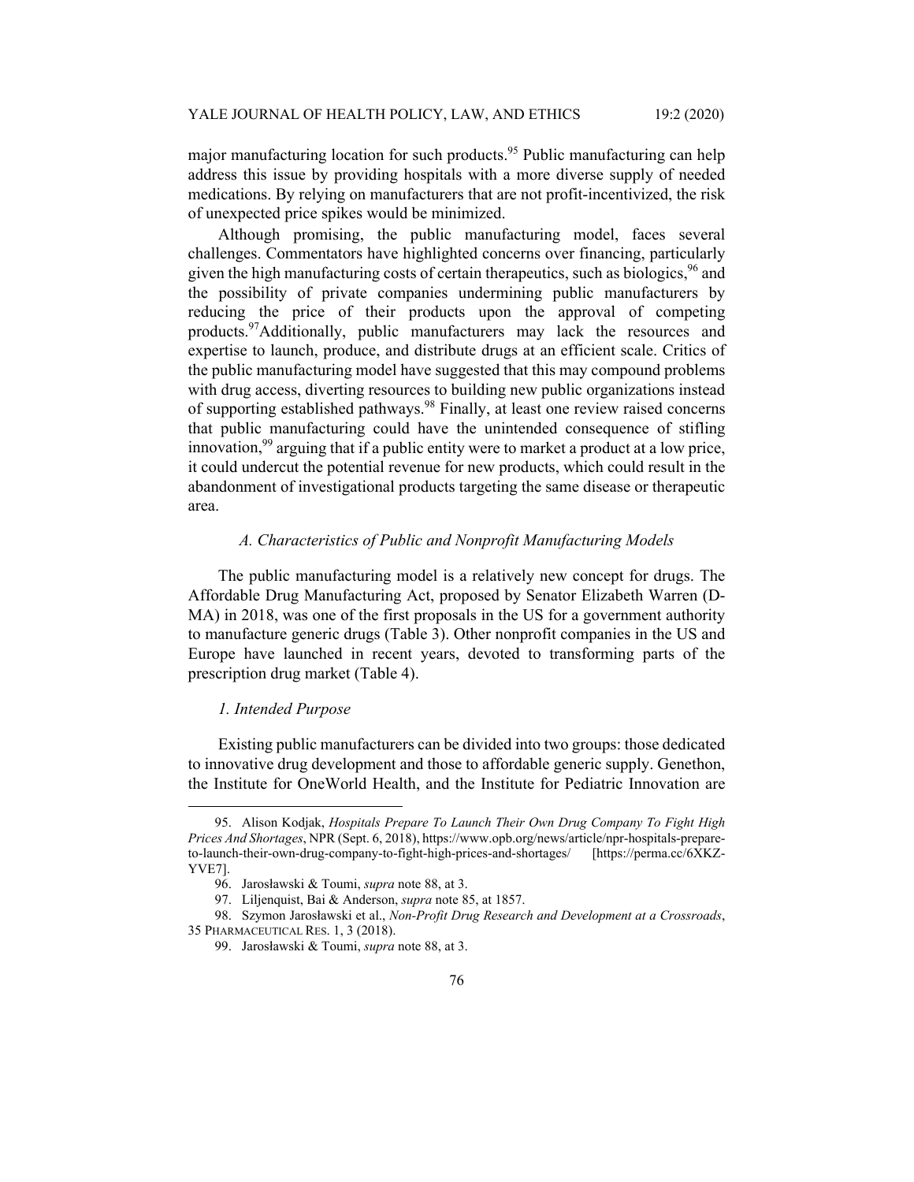major manufacturing location for such products.[95] Public manufacturing can help address this issue by providing hospitals with a more diverse supply of needed medications. By relying on manufacturers that are not profit-incentivized, the risk of unexpected price spikes would be minimized.

Although promising, the public manufacturing model, faces several challenges. Commentators have highlighted concerns over financing, particularly given the high manufacturing costs of certain therapeutics, such as biologics,[96] and the possibility of private companies undermining public manufacturers by reducing the price of their products upon the approval of competing products.[97]Additionally, public manufacturers may lack the resources and expertise to launch, produce, and distribute drugs at an efficient scale. Critics of the public manufacturing model have suggested that this may compound problems with drug access, diverting resources to building new public organizations instead of supporting established pathways.[98] Finally, at least one review raised concerns that public manufacturing could have the unintended consequence of stifling innovation,[99] arguing that if a public entity were to market a product at a low price, it could undercut the potential revenue for new products, which could result in the abandonment of investigational products targeting the same disease or therapeutic area.

### *A. Characteristics of Public and Nonprofit Manufacturing Models*

The public manufacturing model is a relatively new concept for drugs. The Affordable Drug Manufacturing Act, proposed by Senator Elizabeth Warren (D-MA) in 2018, was one of the first proposals in the US for a government authority to manufacture generic drugs (Table 3). Other nonprofit companies in the US and Europe have launched in recent years, devoted to transforming parts of the prescription drug market (Table 4).

#### *1. Intended Purpose*

Existing public manufacturers can be divided into two groups: those dedicated to innovative drug development and those to affordable generic supply. Genethon, the Institute for OneWorld Health, and the Institute for Pediatric Innovation are

---

95. Alison Kodjak, *Hospitals Prepare To Launch Their Own Drug Company To Fight High Prices And Shortages*, NPR (Sept. 6, 2018), https://www.opb.org/news/article/npr-hospitals-prepare-to-launch-their-own-drug-company-to-fight-high-prices-and-shortages/ [https://perma.cc/6XKZ-YVE7].

96. Jarosławski & Toumi, *supra* note 88, at 3.

97. Liljenquist, Bai & Anderson, *supra* note 85, at 1857.

98. Szymon Jarosławski et al., *Non-Profit Drug Research and Development at a Crossroads*, 35 PHARMACEUTICAL RES. 1, 3 (2018).

99. Jarosławski & Toumi, *supra* note 88, at 3.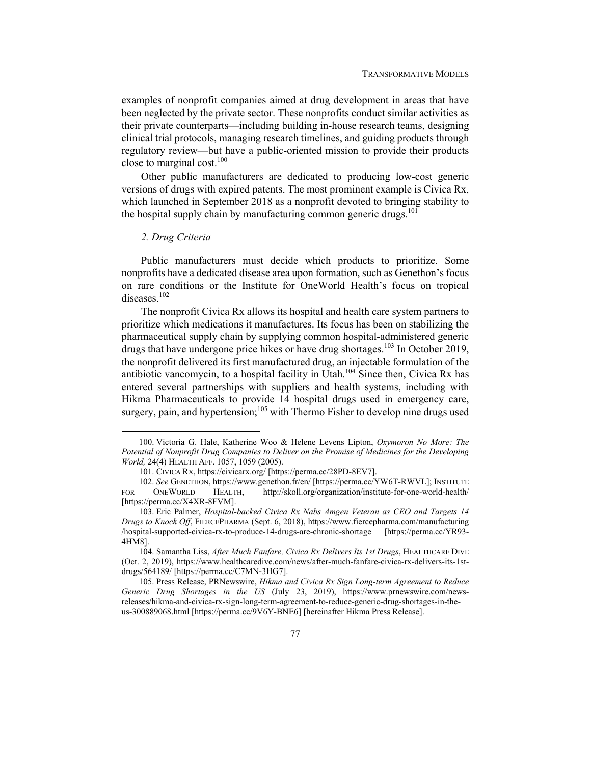examples of nonprofit companies aimed at drug development in areas that have been neglected by the private sector. These nonprofits conduct similar activities as their private counterparts—including building in-house research teams, designing clinical trial protocols, managing research timelines, and guiding products through regulatory review—but have a public-oriented mission to provide their products close to marginal cost.[100]

Other public manufacturers are dedicated to producing low-cost generic versions of drugs with expired patents. The most prominent example is Civica Rx, which launched in September 2018 as a nonprofit devoted to bringing stability to the hospital supply chain by manufacturing common generic drugs.[101]

### *2. Drug Criteria*

Public manufacturers must decide which products to prioritize. Some nonprofits have a dedicated disease area upon formation, such as Genethon's focus on rare conditions or the Institute for OneWorld Health's focus on tropical diseases.[102]

The nonprofit Civica Rx allows its hospital and health care system partners to prioritize which medications it manufactures. Its focus has been on stabilizing the pharmaceutical supply chain by supplying common hospital-administered generic drugs that have undergone price hikes or have drug shortages.[103] In October 2019, the nonprofit delivered its first manufactured drug, an injectable formulation of the antibiotic vancomycin, to a hospital facility in Utah.[104] Since then, Civica Rx has entered several partnerships with suppliers and health systems, including with Hikma Pharmaceuticals to provide 14 hospital drugs used in emergency care, surgery, pain, and hypertension;[105] with Thermo Fisher to develop nine drugs used

---

100. Victoria G. Hale, Katherine Woo & Helene Levens Lipton, *Oxymoron No More: The Potential of Nonprofit Drug Companies to Deliver on the Promise of Medicines for the Developing World,* 24(4) HEALTH AFF. 1057, 1059 (2005).

101. CIVICA RX, https://civicarx.org/ [https://perma.cc/28PD-8EV7].

102. *See* GENETHON, https://www.genethon.fr/en/ [https://perma.cc/YW6T-RWVL]; INSTITUTE FOR ONEWORLD HEALTH, http://skoll.org/organization/institute-for-one-world-health/ [https://perma.cc/X4XR-8FVM].

103. Eric Palmer, *Hospital-backed Civica Rx Nabs Amgen Veteran as CEO and Targets 14 Drugs to Knock Off*, FIERCEPHARMA (Sept. 6, 2018), https://www.fiercepharma.com/manufacturing/hospital-supported-civica-rx-to-produce-14-drugs-are-chronic-shortage [https://perma.cc/YR93-4HM8].

104. Samantha Liss, *After Much Fanfare, Civica Rx Delivers Its 1st Drugs*, HEALTHCARE DIVE (Oct. 2, 2019), https://www.healthcaredive.com/news/after-much-fanfare-civica-rx-delivers-its-1st-drugs/564189/ [https://perma.cc/C7MN-3HG7].

105. Press Release, PRNewswire, *Hikma and Civica Rx Sign Long-term Agreement to Reduce Generic Drug Shortages in the US* (July 23, 2019), https://www.prnewswire.com/news-releases/hikma-and-civica-rx-sign-long-term-agreement-to-reduce-generic-drug-shortages-in-the-us-300889068.html [https://perma.cc/9V6Y-BNE6] [hereinafter Hikma Press Release].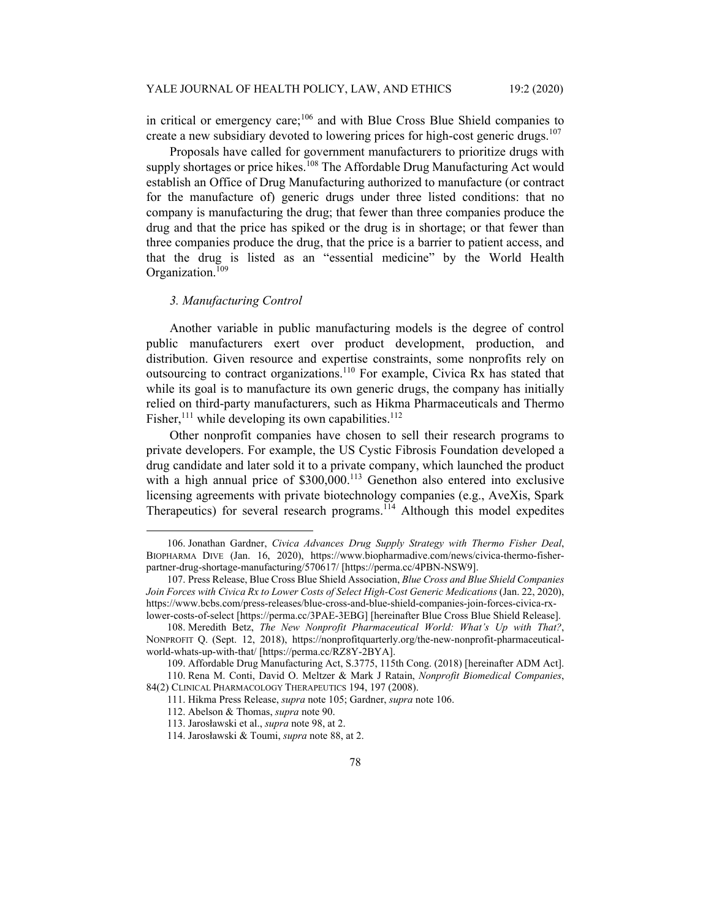in critical or emergency care;[106] and with Blue Cross Blue Shield companies to create a new subsidiary devoted to lowering prices for high-cost generic drugs.[107]

Proposals have called for government manufacturers to prioritize drugs with supply shortages or price hikes.[108] The Affordable Drug Manufacturing Act would establish an Office of Drug Manufacturing authorized to manufacture (or contract for the manufacture of) generic drugs under three listed conditions: that no company is manufacturing the drug; that fewer than three companies produce the drug and that the price has spiked or the drug is in shortage; or that fewer than three companies produce the drug, that the price is a barrier to patient access, and that the drug is listed as an "essential medicine" by the World Health Organization.[109]

### *3. Manufacturing Control*

Another variable in public manufacturing models is the degree of control public manufacturers exert over product development, production, and distribution. Given resource and expertise constraints, some nonprofits rely on outsourcing to contract organizations.[110] For example, Civica Rx has stated that while its goal is to manufacture its own generic drugs, the company has initially relied on third-party manufacturers, such as Hikma Pharmaceuticals and Thermo Fisher,[111] while developing its own capabilities.[112]

Other nonprofit companies have chosen to sell their research programs to private developers. For example, the US Cystic Fibrosis Foundation developed a drug candidate and later sold it to a private company, which launched the product with a high annual price of $300,000.[113] Genethon also entered into exclusive licensing agreements with private biotechnology companies (e.g., AveXis, Spark Therapeutics) for several research programs.[114] Although this model expedites

---

106. Jonathan Gardner, *Civica Advances Drug Supply Strategy with Thermo Fisher Deal*, BIOPHARMA DIVE (Jan. 16, 2020), https://www.biopharmadive.com/news/civica-thermo-fisher-partner-drug-shortage-manufacturing/570617/ [https://perma.cc/4PBN-NSW9].

107. Press Release, Blue Cross Blue Shield Association, *Blue Cross and Blue Shield Companies Join Forces with Civica Rx to Lower Costs of Select High-Cost Generic Medications* (Jan. 22, 2020), https://www.bcbs.com/press-releases/blue-cross-and-blue-shield-companies-join-forces-civica-rx-lower-costs-of-select [https://perma.cc/3PAE-3EBG] [hereinafter Blue Cross Blue Shield Release].

108. Meredith Betz, *The New Nonprofit Pharmaceutical World: What's Up with That?*, NONPROFIT Q. (Sept. 12, 2018), https://nonprofitquarterly.org/the-new-nonprofit-pharmaceutical-world-whats-up-with-that/ [https://perma.cc/RZ8Y-2BYA].

109. Affordable Drug Manufacturing Act, S.3775, 115th Cong. (2018) [hereinafter ADM Act].

110. Rena M. Conti, David O. Meltzer & Mark J Ratain, *Nonprofit Biomedical Companies*, 84(2) CLINICAL PHARMACOLOGY THERAPEUTICS 194, 197 (2008).

111. Hikma Press Release, *supra* note 105; Gardner, *supra* note 106.

112. Abelson & Thomas, *supra* note 90.

113. Jarosławski et al., *supra* note 98, at 2.

114. Jarosławski & Toumi, *supra* note 88, at 2.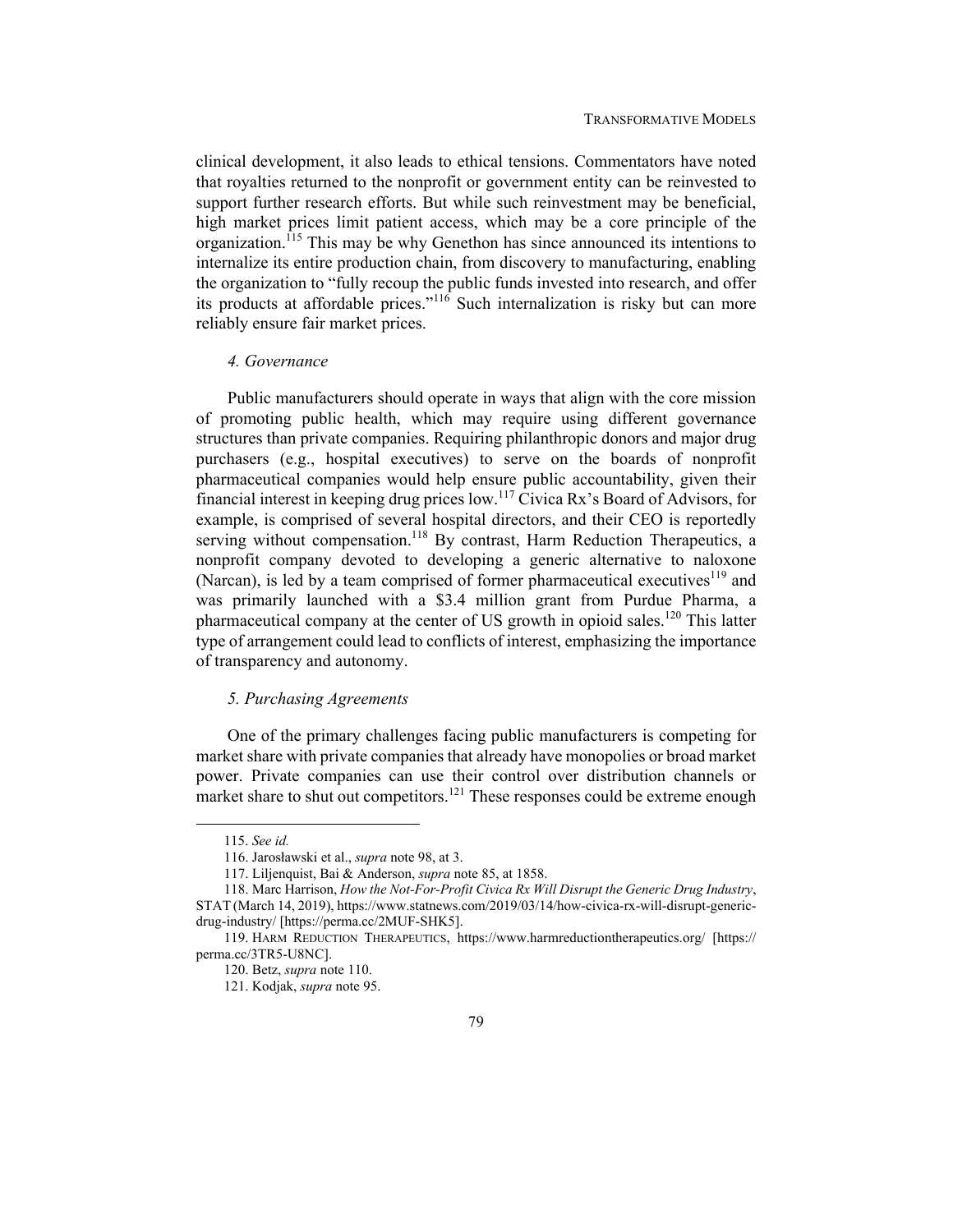clinical development, it also leads to ethical tensions. Commentators have noted that royalties returned to the nonprofit or government entity can be reinvested to support further research efforts. But while such reinvestment may be beneficial, high market prices limit patient access, which may be a core principle of the organization.[115] This may be why Genethon has since announced its intentions to internalize its entire production chain, from discovery to manufacturing, enabling the organization to "fully recoup the public funds invested into research, and offer its products at affordable prices."[116] Such internalization is risky but can more reliably ensure fair market prices.

### *4. Governance*

Public manufacturers should operate in ways that align with the core mission of promoting public health, which may require using different governance structures than private companies. Requiring philanthropic donors and major drug purchasers (e.g., hospital executives) to serve on the boards of nonprofit pharmaceutical companies would help ensure public accountability, given their financial interest in keeping drug prices low.[117] Civica Rx's Board of Advisors, for example, is comprised of several hospital directors, and their CEO is reportedly serving without compensation.[118] By contrast, Harm Reduction Therapeutics, a nonprofit company devoted to developing a generic alternative to naloxone (Narcan), is led by a team comprised of former pharmaceutical executives[119] and was primarily launched with a $3.4 million grant from Purdue Pharma, a pharmaceutical company at the center of US growth in opioid sales.[120] This latter type of arrangement could lead to conflicts of interest, emphasizing the importance of transparency and autonomy.

### *5. Purchasing Agreements*

One of the primary challenges facing public manufacturers is competing for market share with private companies that already have monopolies or broad market power. Private companies can use their control over distribution channels or market share to shut out competitors.[121] These responses could be extreme enough

---

115. *See id.*

116. Jarosławski et al., *supra* note 98, at 3.

117. Liljenquist, Bai & Anderson, *supra* note 85, at 1858.

118. Marc Harrison, *How the Not-For-Profit Civica Rx Will Disrupt the Generic Drug Industry*, STAT (March 14, 2019), https://www.statnews.com/2019/03/14/how-civica-rx-will-disrupt-generic-drug-industry/ [https://perma.cc/2MUF-SHK5].

119. HARM REDUCTION THERAPEUTICS, https://www.harmreductiontherapeutics.org/ [https://perma.cc/3TR5-U8NC].

120. Betz, *supra* note 110.

121. Kodjak, *supra* note 95.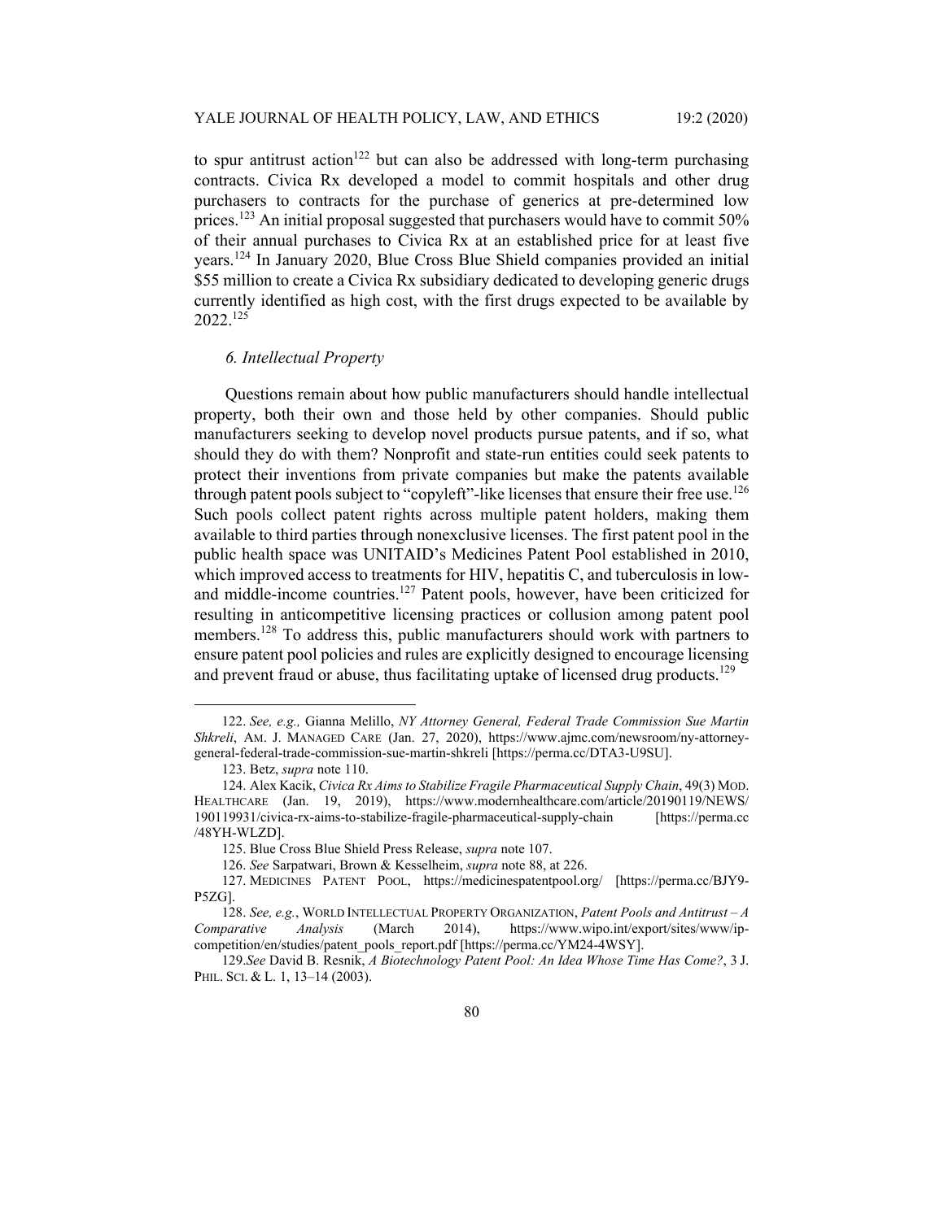to spur antitrust action[122] but can also be addressed with long-term purchasing contracts. Civica Rx developed a model to commit hospitals and other drug purchasers to contracts for the purchase of generics at pre-determined low prices.[123] An initial proposal suggested that purchasers would have to commit 50% of their annual purchases to Civica Rx at an established price for at least five years.[124] In January 2020, Blue Cross Blue Shield companies provided an initial $55 million to create a Civica Rx subsidiary dedicated to developing generic drugs currently identified as high cost, with the first drugs expected to be available by 2022.[125]

### *6. Intellectual Property*

Questions remain about how public manufacturers should handle intellectual property, both their own and those held by other companies. Should public manufacturers seeking to develop novel products pursue patents, and if so, what should they do with them? Nonprofit and state-run entities could seek patents to protect their inventions from private companies but make the patents available through patent pools subject to "copyleft"-like licenses that ensure their free use.[126] Such pools collect patent rights across multiple patent holders, making them available to third parties through nonexclusive licenses. The first patent pool in the public health space was UNITAID's Medicines Patent Pool established in 2010, which improved access to treatments for HIV, hepatitis C, and tuberculosis in low- and middle-income countries.[127] Patent pools, however, have been criticized for resulting in anticompetitive licensing practices or collusion among patent pool members.[128] To address this, public manufacturers should work with partners to ensure patent pool policies and rules are explicitly designed to encourage licensing and prevent fraud or abuse, thus facilitating uptake of licensed drug products.[129]

---

122. *See, e.g.,* Gianna Melillo, *NY Attorney General, Federal Trade Commission Sue Martin Shkreli*, AM. J. MANAGED CARE (Jan. 27, 2020), https://www.ajmc.com/newsroom/ny-attorney-general-federal-trade-commission-sue-martin-shkreli [https://perma.cc/DTA3-U9SU].

123. Betz, *supra* note 110.

124. Alex Kacik, *Civica Rx Aims to Stabilize Fragile Pharmaceutical Supply Chain*, 49(3) MOD. HEALTHCARE (Jan. 19, 2019), https://www.modernhealthcare.com/article/20190119/NEWS/190119931/civica-rx-aims-to-stabilize-fragile-pharmaceutical-supply-chain [https://perma.cc/48YH-WLZD].

125. Blue Cross Blue Shield Press Release, *supra* note 107.

126. *See* Sarpatwari, Brown & Kesselheim, *supra* note 88, at 226.

127. MEDICINES PATENT POOL, https://medicinespatentpool.org/ [https://perma.cc/BJY9-P5ZG].

128. *See, e.g.*, WORLD INTELLECTUAL PROPERTY ORGANIZATION, *Patent Pools and Antitrust – A Comparative Analysis* (March 2014), https://www.wipo.int/export/sites/www/ip-competition/en/studies/patent_pools_report.pdf [https://perma.cc/YM24-4WSY].

129. *See* David B. Resnik, *A Biotechnology Patent Pool: An Idea Whose Time Has Come?*, 3 J. PHIL. SCI. & L. 1, 13–14 (2003).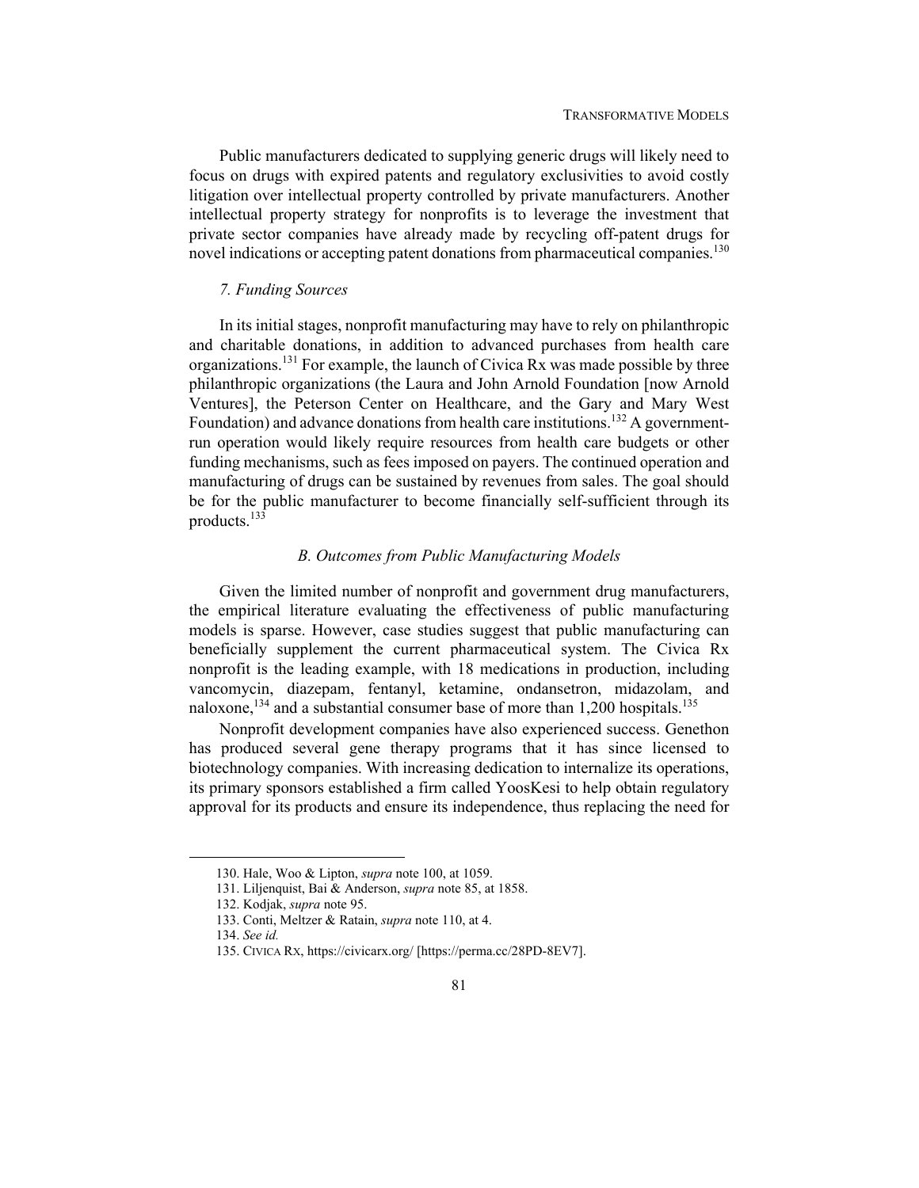Public manufacturers dedicated to supplying generic drugs will likely need to focus on drugs with expired patents and regulatory exclusivities to avoid costly litigation over intellectual property controlled by private manufacturers. Another intellectual property strategy for nonprofits is to leverage the investment that private sector companies have already made by recycling off-patent drugs for novel indications or accepting patent donations from pharmaceutical companies.[130]

#### *7. Funding Sources*

In its initial stages, nonprofit manufacturing may have to rely on philanthropic and charitable donations, in addition to advanced purchases from health care organizations.[131] For example, the launch of Civica Rx was made possible by three philanthropic organizations (the Laura and John Arnold Foundation [now Arnold Ventures], the Peterson Center on Healthcare, and the Gary and Mary West Foundation) and advance donations from health care institutions.[132] A government-run operation would likely require resources from health care budgets or other funding mechanisms, such as fees imposed on payers. The continued operation and manufacturing of drugs can be sustained by revenues from sales. The goal should be for the public manufacturer to become financially self-sufficient through its products.[133]

### *B. Outcomes from Public Manufacturing Models*

Given the limited number of nonprofit and government drug manufacturers, the empirical literature evaluating the effectiveness of public manufacturing models is sparse. However, case studies suggest that public manufacturing can beneficially supplement the current pharmaceutical system. The Civica Rx nonprofit is the leading example, with 18 medications in production, including vancomycin, diazepam, fentanyl, ketamine, ondansetron, midazolam, and naloxone,[134] and a substantial consumer base of more than 1,200 hospitals.[135]

Nonprofit development companies have also experienced success. Genethon has produced several gene therapy programs that it has since licensed to biotechnology companies. With increasing dedication to internalize its operations, its primary sponsors established a firm called YoosKesi to help obtain regulatory approval for its products and ensure its independence, thus replacing the need for

---

130. Hale, Woo & Lipton, *supra* note 100, at 1059.

131. Liljenquist, Bai & Anderson, *supra* note 85, at 1858.

132. Kodjak, *supra* note 95.

133. Conti, Meltzer & Ratain, *supra* note 110, at 4.

134. *See id.*

135. CIVICA RX, https://civicarx.org/ [https://perma.cc/28PD-8EV7].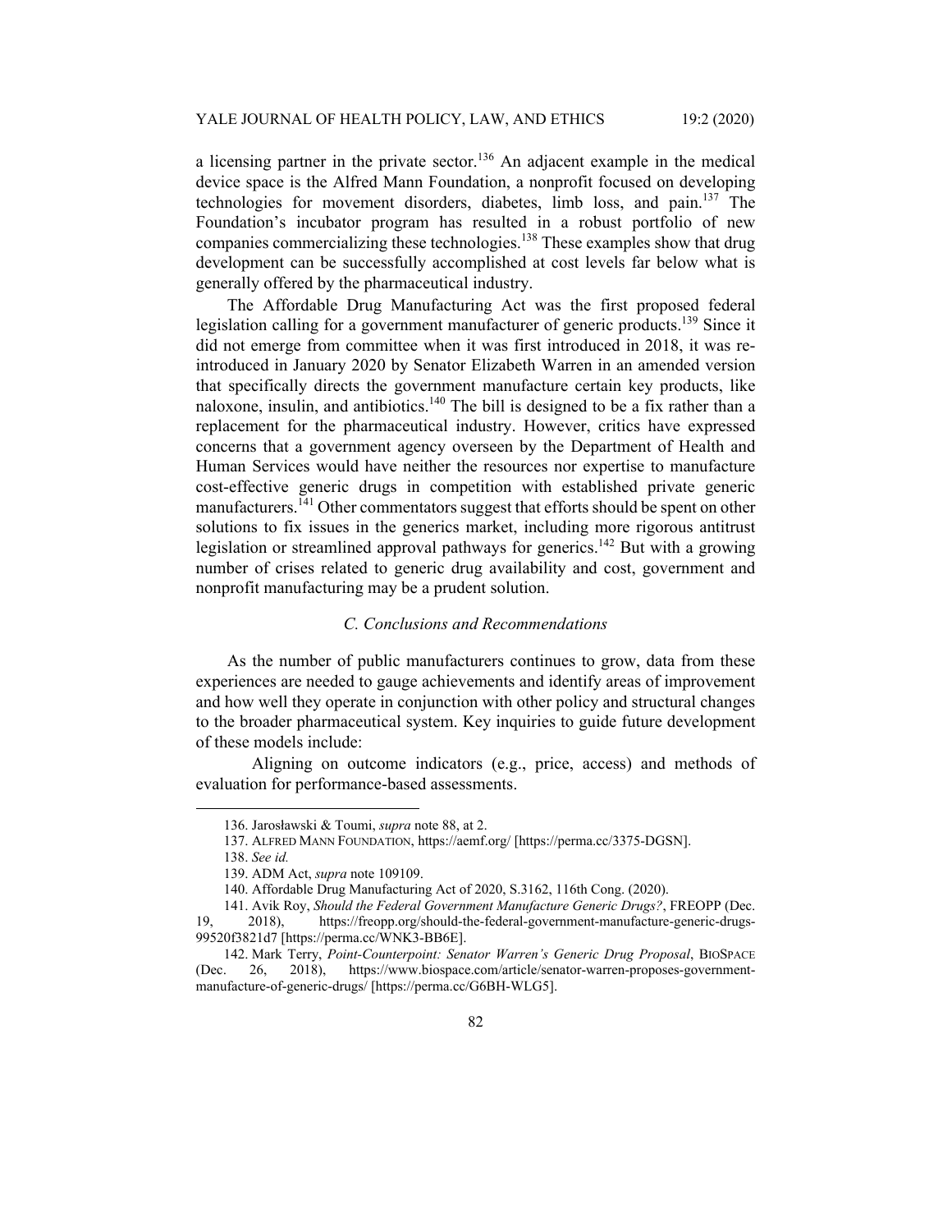a licensing partner in the private sector.[136] An adjacent example in the medical device space is the Alfred Mann Foundation, a nonprofit focused on developing technologies for movement disorders, diabetes, limb loss, and pain.[137] The Foundation's incubator program has resulted in a robust portfolio of new companies commercializing these technologies.[138] These examples show that drug development can be successfully accomplished at cost levels far below what is generally offered by the pharmaceutical industry.

The Affordable Drug Manufacturing Act was the first proposed federal legislation calling for a government manufacturer of generic products.[139] Since it did not emerge from committee when it was first introduced in 2018, it was re-introduced in January 2020 by Senator Elizabeth Warren in an amended version that specifically directs the government manufacture certain key products, like naloxone, insulin, and antibiotics.[140] The bill is designed to be a fix rather than a replacement for the pharmaceutical industry. However, critics have expressed concerns that a government agency overseen by the Department of Health and Human Services would have neither the resources nor expertise to manufacture cost-effective generic drugs in competition with established private generic manufacturers.[141] Other commentators suggest that efforts should be spent on other solutions to fix issues in the generics market, including more rigorous antitrust legislation or streamlined approval pathways for generics.[142] But with a growing number of crises related to generic drug availability and cost, government and nonprofit manufacturing may be a prudent solution.

### *C. Conclusions and Recommendations*

As the number of public manufacturers continues to grow, data from these experiences are needed to gauge achievements and identify areas of improvement and how well they operate in conjunction with other policy and structural changes to the broader pharmaceutical system. Key inquiries to guide future development of these models include:

Aligning on outcome indicators (e.g., price, access) and methods of evaluation for performance-based assessments.

---

136. Jarosławski & Toumi, *supra* note 88, at 2.

137. ALFRED MANN FOUNDATION, https://aemf.org/ [https://perma.cc/3375-DGSN].

138. *See id.*

139. ADM Act, *supra* note 109109.

140. Affordable Drug Manufacturing Act of 2020, S.3162, 116th Cong. (2020).

141. Avik Roy, *Should the Federal Government Manufacture Generic Drugs?*, FREOPP (Dec. 19, 2018), https://freopp.org/should-the-federal-government-manufacture-generic-drugs-99520f3821d7 [https://perma.cc/WNK3-BB6E].

142. Mark Terry, *Point-Counterpoint: Senator Warren's Generic Drug Proposal*, BIOSPACE (Dec. 26, 2018), https://www.biospace.com/article/senator-warren-proposes-government-manufacture-of-generic-drugs/ [https://perma.cc/G6BH-WLG5].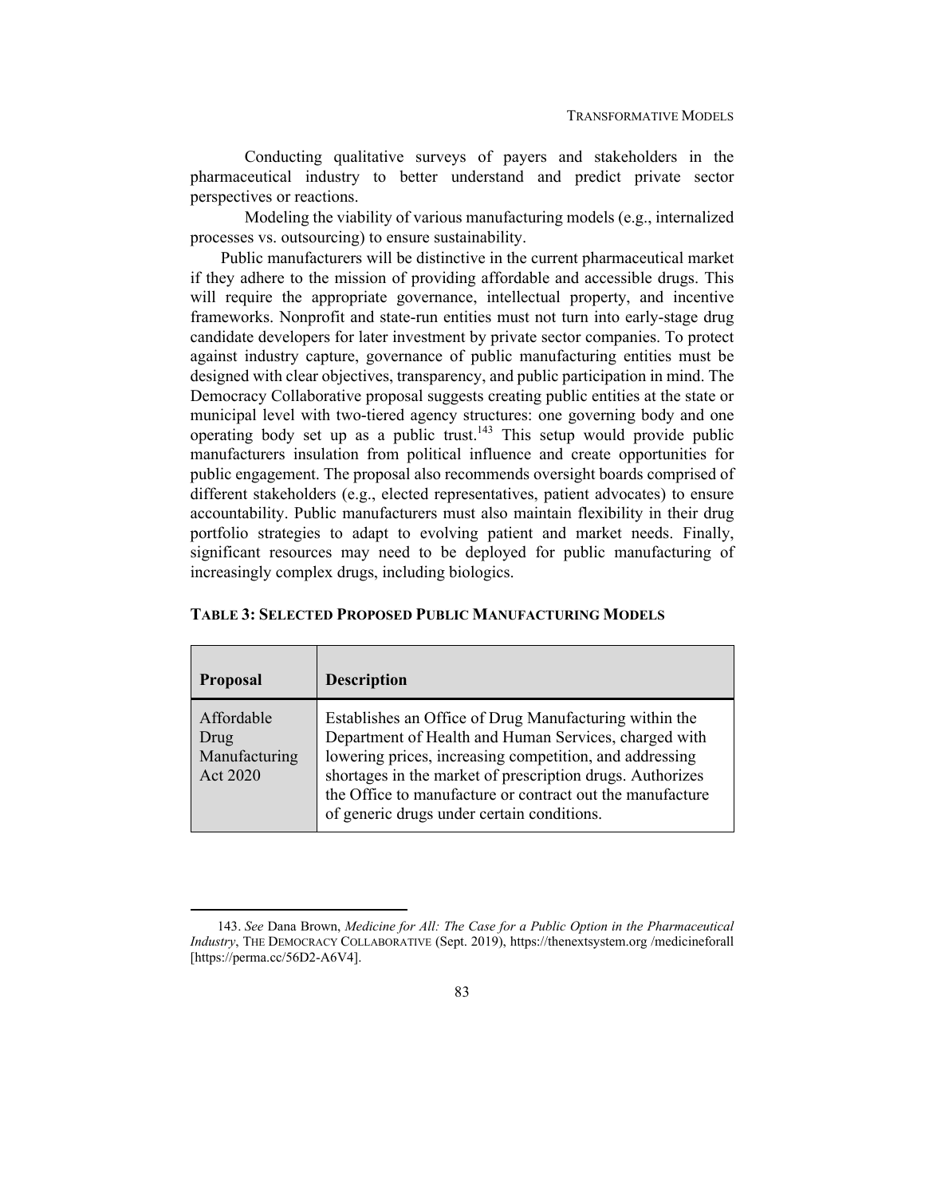Conducting qualitative surveys of payers and stakeholders in the pharmaceutical industry to better understand and predict private sector perspectives or reactions.

Modeling the viability of various manufacturing models (e.g., internalized processes vs. outsourcing) to ensure sustainability.

Public manufacturers will be distinctive in the current pharmaceutical market if they adhere to the mission of providing affordable and accessible drugs. This will require the appropriate governance, intellectual property, and incentive frameworks. Nonprofit and state-run entities must not turn into early-stage drug candidate developers for later investment by private sector companies. To protect against industry capture, governance of public manufacturing entities must be designed with clear objectives, transparency, and public participation in mind. The Democracy Collaborative proposal suggests creating public entities at the state or municipal level with two-tiered agency structures: one governing body and one operating body set up as a public trust.[143] This setup would provide public manufacturers insulation from political influence and create opportunities for public engagement. The proposal also recommends oversight boards comprised of different stakeholders (e.g., elected representatives, patient advocates) to ensure accountability. Public manufacturers must also maintain flexibility in their drug portfolio strategies to adapt to evolving patient and market needs. Finally, significant resources may need to be deployed for public manufacturing of increasingly complex drugs, including biologics.

**TABLE 3: SELECTED PROPOSED PUBLIC MANUFACTURING MODELS**

| **Proposal** | **Description** |
| --- | --- |
| Affordable Drug Manufacturing Act 2020 | Establishes an Office of Drug Manufacturing within the Department of Health and Human Services, charged with lowering prices, increasing competition, and addressing shortages in the market of prescription drugs. Authorizes the Office to manufacture or contract out the manufacture of generic drugs under certain conditions. |

143. *See* Dana Brown, *Medicine for All: The Case for a Public Option in the Pharmaceutical Industry*, THE DEMOCRACY COLLABORATIVE (Sept. 2019), https://thenextsystem.org /medicineforall [https://perma.cc/56D2-A6V4].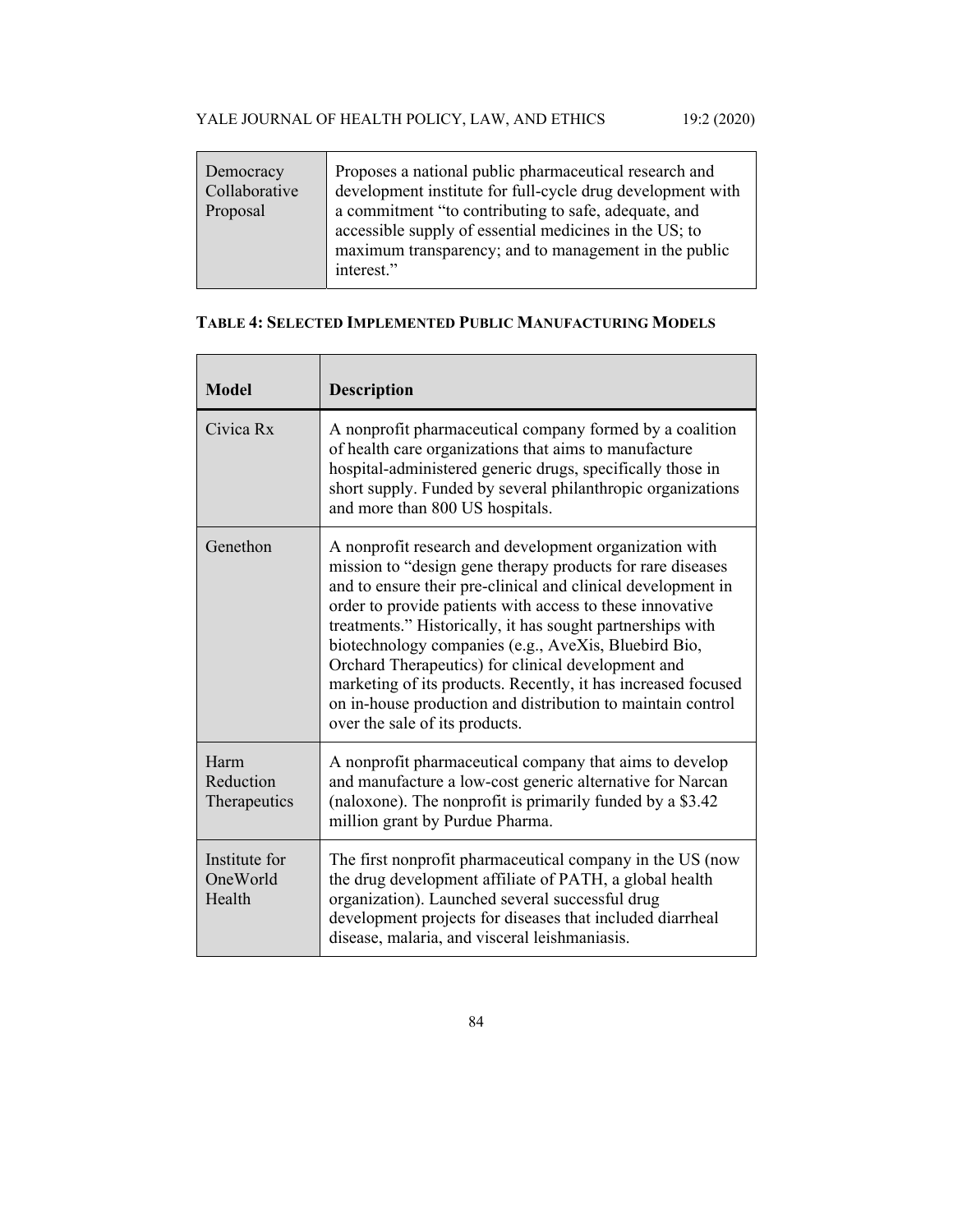| | |
|---|---|
| Democracy Collaborative Proposal | Proposes a national public pharmaceutical research and development institute for full-cycle drug development with a commitment "to contributing to safe, adequate, and accessible supply of essential medicines in the US; to maximum transparency; and to management in the public interest." |

**TABLE 4: SELECTED IMPLEMENTED PUBLIC MANUFACTURING MODELS**

| Model | Description |
|---|---|
| Civica Rx | A nonprofit pharmaceutical company formed by a coalition of health care organizations that aims to manufacture hospital-administered generic drugs, specifically those in short supply. Funded by several philanthropic organizations and more than 800 US hospitals. |
| Genethon | A nonprofit research and development organization with mission to "design gene therapy products for rare diseases and to ensure their pre-clinical and clinical development in order to provide patients with access to these innovative treatments." Historically, it has sought partnerships with biotechnology companies (e.g., AveXis, Bluebird Bio, Orchard Therapeutics) for clinical development and marketing of its products. Recently, it has increased focused on in-house production and distribution to maintain control over the sale of its products. |
| Harm Reduction Therapeutics | A nonprofit pharmaceutical company that aims to develop and manufacture a low-cost generic alternative for Narcan (naloxone). The nonprofit is primarily funded by a $3.42 million grant by Purdue Pharma. |
| Institute for OneWorld Health | The first nonprofit pharmaceutical company in the US (now the drug development affiliate of PATH, a global health organization). Launched several successful drug development projects for diseases that included diarrheal disease, malaria, and visceral leishmaniasis. |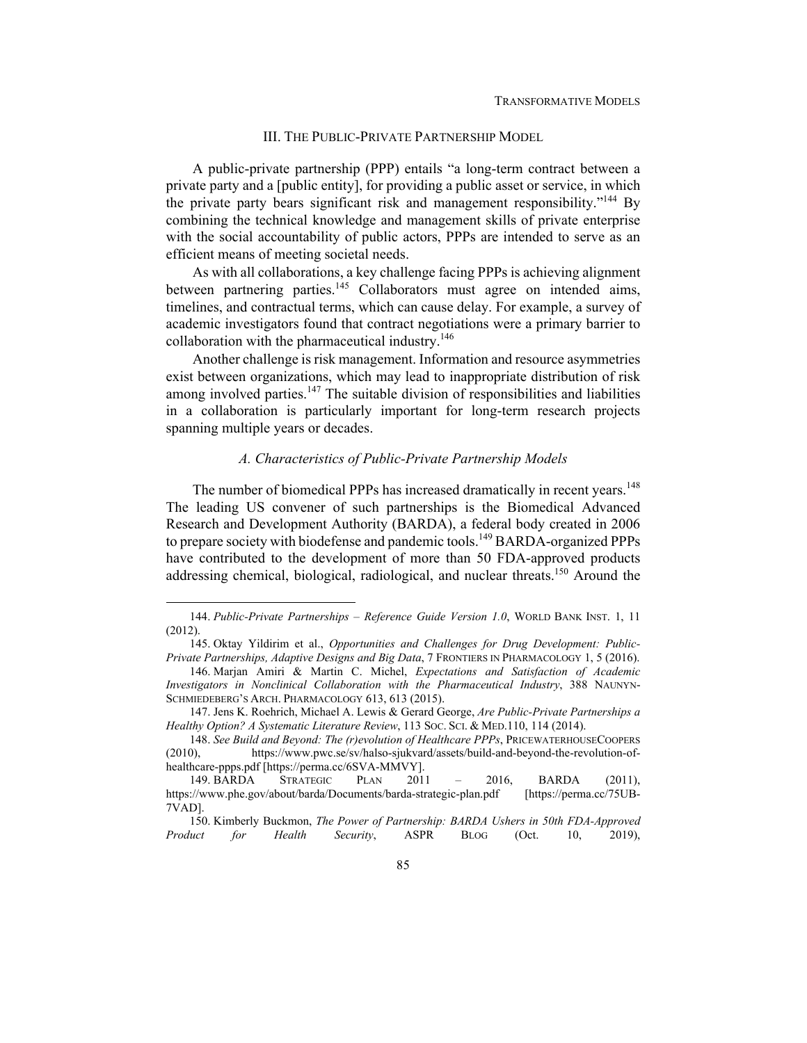## III. THE PUBLIC-PRIVATE PARTNERSHIP MODEL

A public-private partnership (PPP) entails "a long-term contract between a private party and a [public entity], for providing a public asset or service, in which the private party bears significant risk and management responsibility."[144] By combining the technical knowledge and management skills of private enterprise with the social accountability of public actors, PPPs are intended to serve as an efficient means of meeting societal needs.

As with all collaborations, a key challenge facing PPPs is achieving alignment between partnering parties.[145] Collaborators must agree on intended aims, timelines, and contractual terms, which can cause delay. For example, a survey of academic investigators found that contract negotiations were a primary barrier to collaboration with the pharmaceutical industry.[146]

Another challenge is risk management. Information and resource asymmetries exist between organizations, which may lead to inappropriate distribution of risk among involved parties.[147] The suitable division of responsibilities and liabilities in a collaboration is particularly important for long-term research projects spanning multiple years or decades.

### *A. Characteristics of Public-Private Partnership Models*

The number of biomedical PPPs has increased dramatically in recent years.[148] The leading US convener of such partnerships is the Biomedical Advanced Research and Development Authority (BARDA), a federal body created in 2006 to prepare society with biodefense and pandemic tools.[149] BARDA-organized PPPs have contributed to the development of more than 50 FDA-approved products addressing chemical, biological, radiological, and nuclear threats.[150] Around the

---

144. *Public-Private Partnerships – Reference Guide Version 1.0*, WORLD BANK INST. 1, 11 (2012).

145. Oktay Yildirim et al., *Opportunities and Challenges for Drug Development: Public-Private Partnerships, Adaptive Designs and Big Data*, 7 FRONTIERS IN PHARMACOLOGY 1, 5 (2016).

146. Marjan Amiri & Martin C. Michel, *Expectations and Satisfaction of Academic Investigators in Nonclinical Collaboration with the Pharmaceutical Industry*, 388 NAUNYN-SCHMIEDEBERG'S ARCH. PHARMACOLOGY 613, 613 (2015).

147. Jens K. Roehrich, Michael A. Lewis & Gerard George, *Are Public-Private Partnerships a Healthy Option? A Systematic Literature Review*, 113 SOC. SCI. & MED.110, 114 (2014).

148. *See Build and Beyond: The (r)evolution of Healthcare PPPs*, PRICEWATERHOUSECOOPERS (2010), https://www.pwc.se/sv/halso-sjukvard/assets/build-and-beyond-the-revolution-of-healthcare-ppps.pdf [https://perma.cc/6SVA-MMVY].

149. BARDA STRATEGIC PLAN 2011 – 2016, BARDA (2011), https://www.phe.gov/about/barda/Documents/barda-strategic-plan.pdf [https://perma.cc/75UB-7VAD].

150. Kimberly Buckmon, *The Power of Partnership: BARDA Ushers in 50th FDA-Approved Product for Health Security*, ASPR BLOG (Oct. 10, 2019),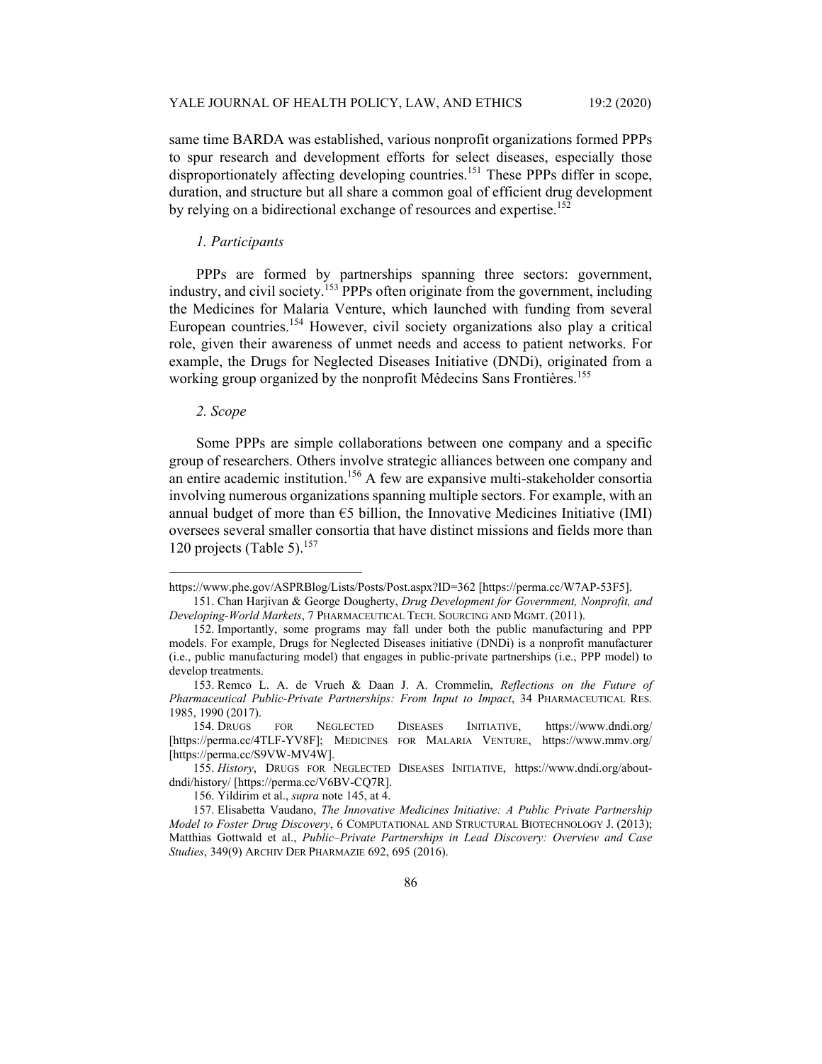same time BARDA was established, various nonprofit organizations formed PPPs to spur research and development efforts for select diseases, especially those disproportionately affecting developing countries.[151] These PPPs differ in scope, duration, and structure but all share a common goal of efficient drug development by relying on a bidirectional exchange of resources and expertise.[152]

*1. Participants*

PPPs are formed by partnerships spanning three sectors: government, industry, and civil society.[153] PPPs often originate from the government, including the Medicines for Malaria Venture, which launched with funding from several European countries.[154] However, civil society organizations also play a critical role, given their awareness of unmet needs and access to patient networks. For example, the Drugs for Neglected Diseases Initiative (DNDi), originated from a working group organized by the nonprofit Médecins Sans Frontières.[155]

*2. Scope*

Some PPPs are simple collaborations between one company and a specific group of researchers. Others involve strategic alliances between one company and an entire academic institution.[156] A few are expansive multi-stakeholder consortia involving numerous organizations spanning multiple sectors. For example, with an annual budget of more than €5 billion, the Innovative Medicines Initiative (IMI) oversees several smaller consortia that have distinct missions and fields more than 120 projects (Table 5).[157]

---

https://www.phe.gov/ASPRBlog/Lists/Posts/Post.aspx?ID=362 [https://perma.cc/W7AP-53F5].

151. Chan Harjivan & George Dougherty, *Drug Development for Government, Nonprofit, and Developing-World Markets*, 7 PHARMACEUTICAL TECH. SOURCING AND MGMT. (2011).

152. Importantly, some programs may fall under both the public manufacturing and PPP models. For example, Drugs for Neglected Diseases initiative (DNDi) is a nonprofit manufacturer (i.e., public manufacturing model) that engages in public-private partnerships (i.e., PPP model) to develop treatments.

153. Remco L. A. de Vrueh & Daan J. A. Crommelin, *Reflections on the Future of Pharmaceutical Public-Private Partnerships: From Input to Impact*, 34 PHARMACEUTICAL RES. 1985, 1990 (2017).

154. DRUGS FOR NEGLECTED DISEASES INITIATIVE, https://www.dndi.org/ [https://perma.cc/4TLF-YV8F]; MEDICINES FOR MALARIA VENTURE, https://www.mmv.org/ [https://perma.cc/S9VW-MV4W].

155. *History*, DRUGS FOR NEGLECTED DISEASES INITIATIVE, https://www.dndi.org/about-dndi/history/ [https://perma.cc/V6BV-CQ7R].

156. Yildirim et al., *supra* note 145, at 4.

157. Elisabetta Vaudano, *The Innovative Medicines Initiative: A Public Private Partnership Model to Foster Drug Discovery*, 6 COMPUTATIONAL AND STRUCTURAL BIOTECHNOLOGY J. (2013); Matthias Gottwald et al., *Public–Private Partnerships in Lead Discovery: Overview and Case Studies*, 349(9) ARCHIV DER PHARMAZIE 692, 695 (2016).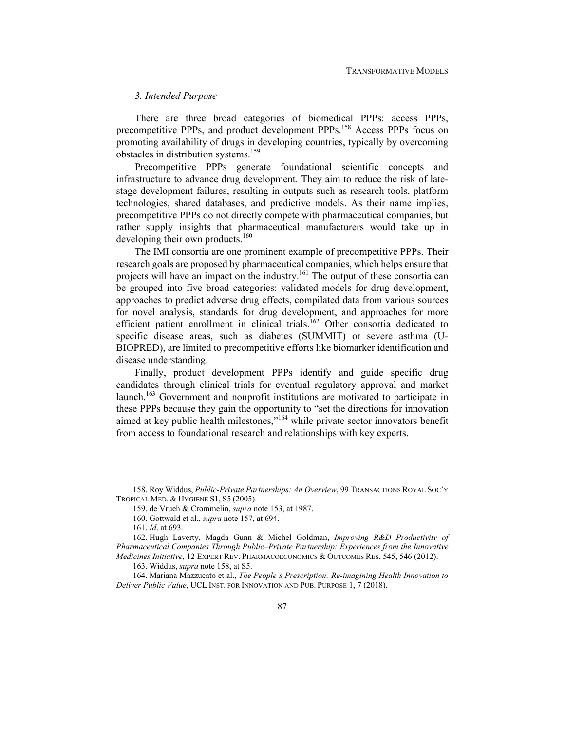### *3. Intended Purpose*

There are three broad categories of biomedical PPPs: access PPPs, precompetitive PPPs, and product development PPPs.[158] Access PPPs focus on promoting availability of drugs in developing countries, typically by overcoming obstacles in distribution systems.[159]

Precompetitive PPPs generate foundational scientific concepts and infrastructure to advance drug development. They aim to reduce the risk of late-stage development failures, resulting in outputs such as research tools, platform technologies, shared databases, and predictive models. As their name implies, precompetitive PPPs do not directly compete with pharmaceutical companies, but rather supply insights that pharmaceutical manufacturers would take up in developing their own products.[160]

The IMI consortia are one prominent example of precompetitive PPPs. Their research goals are proposed by pharmaceutical companies, which helps ensure that projects will have an impact on the industry.[161] The output of these consortia can be grouped into five broad categories: validated models for drug development, approaches to predict adverse drug effects, compiled data from various sources for novel analysis, standards for drug development, and approaches for more efficient patient enrollment in clinical trials.[162] Other consortia dedicated to specific disease areas, such as diabetes (SUMMIT) or severe asthma (U-BIOPRED), are limited to precompetitive efforts like biomarker identification and disease understanding.

Finally, product development PPPs identify and guide specific drug candidates through clinical trials for eventual regulatory approval and market launch.[163] Government and nonprofit institutions are motivated to participate in these PPPs because they gain the opportunity to "set the directions for innovation aimed at key public health milestones,"[164] while private sector innovators benefit from access to foundational research and relationships with key experts.

---

158. Roy Widdus, *Public-Private Partnerships: An Overview*, 99 TRANSACTIONS ROYAL SOC'Y TROPICAL MED. & HYGIENE S1, S5 (2005).

159. de Vrueh & Crommelin, *supra* note 153, at 1987.

160. Gottwald et al., *supra* note 157, at 694.

161. *Id*. at 693.

162. Hugh Laverty, Magda Gunn & Michel Goldman, *Improving R&D Productivity of Pharmaceutical Companies Through Public–Private Partnership: Experiences from the Innovative Medicines Initiative*, 12 EXPERT REV. PHARMACOECONOMICS & OUTCOMES RES. 545, 546 (2012).

163. Widdus, *supra* note 158, at S5.

164. Mariana Mazzucato et al., *The People's Prescription: Re-imagining Health Innovation to Deliver Public Value*, UCL INST. FOR INNOVATION AND PUB. PURPOSE 1, 7 (2018).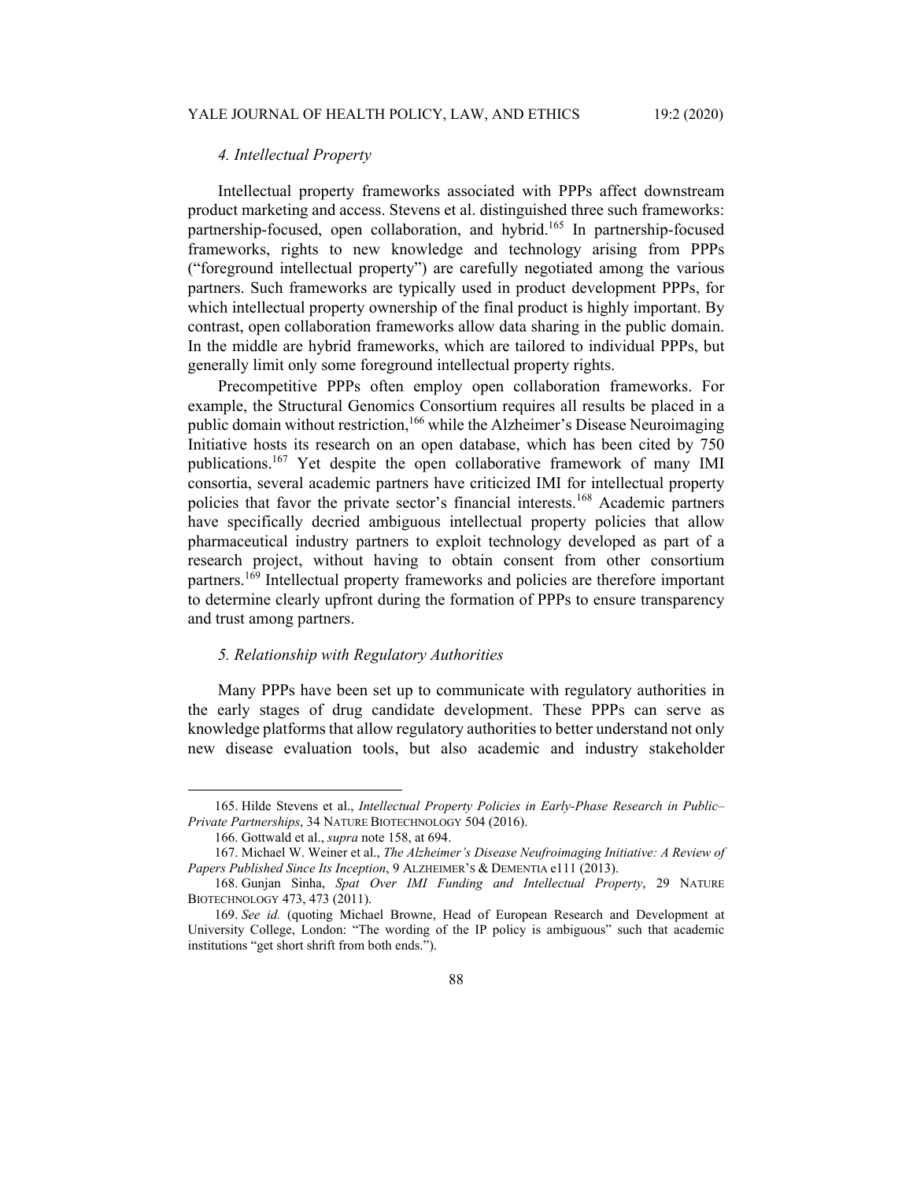### 4. Intellectual Property

Intellectual property frameworks associated with PPPs affect downstream product marketing and access. Stevens et al. distinguished three such frameworks: partnership-focused, open collaboration, and hybrid.[165] In partnership-focused frameworks, rights to new knowledge and technology arising from PPPs ("foreground intellectual property") are carefully negotiated among the various partners. Such frameworks are typically used in product development PPPs, for which intellectual property ownership of the final product is highly important. By contrast, open collaboration frameworks allow data sharing in the public domain. In the middle are hybrid frameworks, which are tailored to individual PPPs, but generally limit only some foreground intellectual property rights.

Precompetitive PPPs often employ open collaboration frameworks. For example, the Structural Genomics Consortium requires all results be placed in a public domain without restriction,[166] while the Alzheimer's Disease Neuroimaging Initiative hosts its research on an open database, which has been cited by 750 publications.[167] Yet despite the open collaborative framework of many IMI consortia, several academic partners have criticized IMI for intellectual property policies that favor the private sector's financial interests.[168] Academic partners have specifically decried ambiguous intellectual property policies that allow pharmaceutical industry partners to exploit technology developed as part of a research project, without having to obtain consent from other consortium partners.[169] Intellectual property frameworks and policies are therefore important to determine clearly upfront during the formation of PPPs to ensure transparency and trust among partners.

### 5. Relationship with Regulatory Authorities

Many PPPs have been set up to communicate with regulatory authorities in the early stages of drug candidate development. These PPPs can serve as knowledge platforms that allow regulatory authorities to better understand not only new disease evaluation tools, but also academic and industry stakeholder

---

165. Hilde Stevens et al., *Intellectual Property Policies in Early-Phase Research in Public–Private Partnerships*, 34 NATURE BIOTECHNOLOGY 504 (2016).

166. Gottwald et al., *supra* note 158, at 694.

167. Michael W. Weiner et al., *The Alzheimer's Disease Neufroimaging Initiative: A Review of Papers Published Since Its Inception*, 9 ALZHEIMER'S & DEMENTIA e111 (2013).

168. Gunjan Sinha, *Spat Over IMI Funding and Intellectual Property*, 29 NATURE BIOTECHNOLOGY 473, 473 (2011).

169. *See id.* (quoting Michael Browne, Head of European Research and Development at University College, London: "The wording of the IP policy is ambiguous" such that academic institutions "get short shrift from both ends.").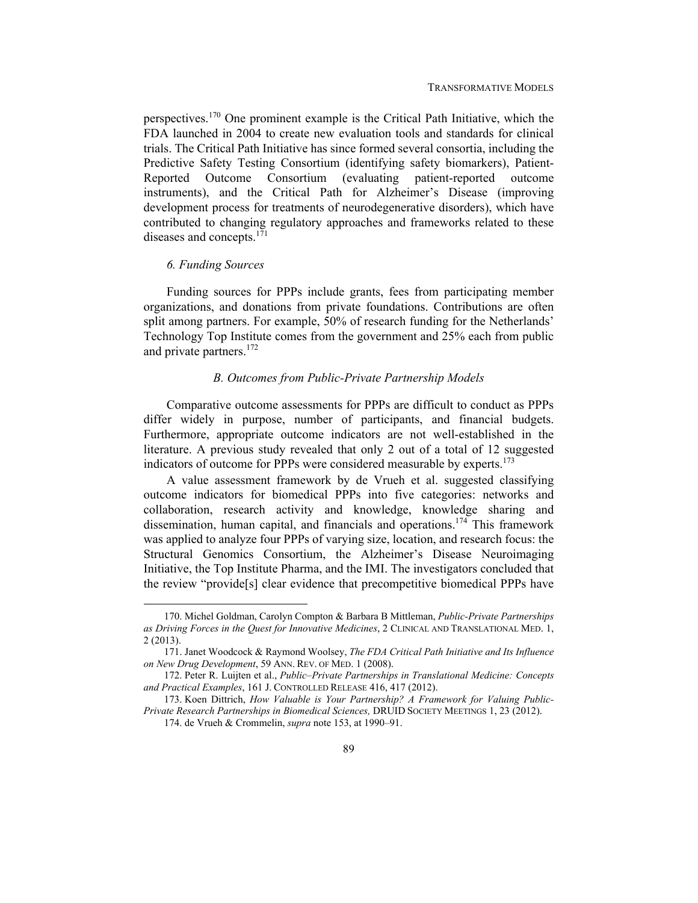perspectives.[170] One prominent example is the Critical Path Initiative, which the FDA launched in 2004 to create new evaluation tools and standards for clinical trials. The Critical Path Initiative has since formed several consortia, including the Predictive Safety Testing Consortium (identifying safety biomarkers), Patient-Reported Outcome Consortium (evaluating patient-reported outcome instruments), and the Critical Path for Alzheimer's Disease (improving development process for treatments of neurodegenerative disorders), which have contributed to changing regulatory approaches and frameworks related to these diseases and concepts.[171]

### *6. Funding Sources*

Funding sources for PPPs include grants, fees from participating member organizations, and donations from private foundations. Contributions are often split among partners. For example, 50% of research funding for the Netherlands' Technology Top Institute comes from the government and 25% each from public and private partners.[172]

## *B. Outcomes from Public-Private Partnership Models*

Comparative outcome assessments for PPPs are difficult to conduct as PPPs differ widely in purpose, number of participants, and financial budgets. Furthermore, appropriate outcome indicators are not well-established in the literature. A previous study revealed that only 2 out of a total of 12 suggested indicators of outcome for PPPs were considered measurable by experts.[173]

A value assessment framework by de Vrueh et al. suggested classifying outcome indicators for biomedical PPPs into five categories: networks and collaboration, research activity and knowledge, knowledge sharing and dissemination, human capital, and financials and operations.[174] This framework was applied to analyze four PPPs of varying size, location, and research focus: the Structural Genomics Consortium, the Alzheimer's Disease Neuroimaging Initiative, the Top Institute Pharma, and the IMI. The investigators concluded that the review "provide[s] clear evidence that precompetitive biomedical PPPs have

---

170. Michel Goldman, Carolyn Compton & Barbara B Mittleman, *Public-Private Partnerships as Driving Forces in the Quest for Innovative Medicines*, 2 CLINICAL AND TRANSLATIONAL MED. 1, 2 (2013).

171. Janet Woodcock & Raymond Woolsey, *The FDA Critical Path Initiative and Its Influence on New Drug Development*, 59 ANN. REV. OF MED. 1 (2008).

172. Peter R. Luijten et al., *Public–Private Partnerships in Translational Medicine: Concepts and Practical Examples*, 161 J. CONTROLLED RELEASE 416, 417 (2012).

173. Koen Dittrich, *How Valuable is Your Partnership? A Framework for Valuing Public-Private Research Partnerships in Biomedical Sciences,* DRUID SOCIETY MEETINGS 1, 23 (2012).

174. de Vrueh & Crommelin, *supra* note 153, at 1990–91.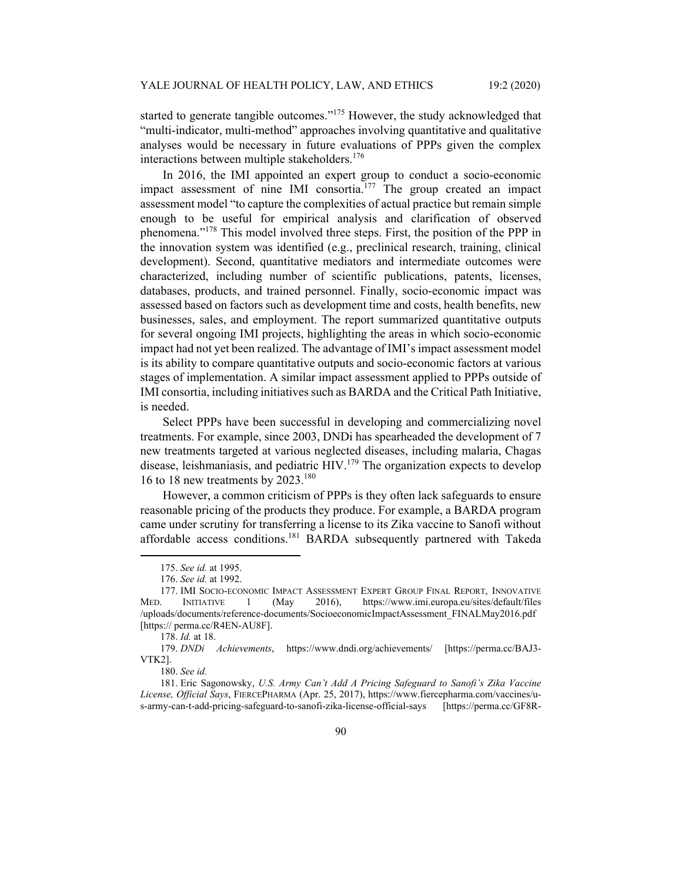started to generate tangible outcomes."[175] However, the study acknowledged that "multi-indicator, multi-method" approaches involving quantitative and qualitative analyses would be necessary in future evaluations of PPPs given the complex interactions between multiple stakeholders.[176]

In 2016, the IMI appointed an expert group to conduct a socio-economic impact assessment of nine IMI consortia.[177] The group created an impact assessment model "to capture the complexities of actual practice but remain simple enough to be useful for empirical analysis and clarification of observed phenomena."[178] This model involved three steps. First, the position of the PPP in the innovation system was identified (e.g., preclinical research, training, clinical development). Second, quantitative mediators and intermediate outcomes were characterized, including number of scientific publications, patents, licenses, databases, products, and trained personnel. Finally, socio-economic impact was assessed based on factors such as development time and costs, health benefits, new businesses, sales, and employment. The report summarized quantitative outputs for several ongoing IMI projects, highlighting the areas in which socio-economic impact had not yet been realized. The advantage of IMI's impact assessment model is its ability to compare quantitative outputs and socio-economic factors at various stages of implementation. A similar impact assessment applied to PPPs outside of IMI consortia, including initiatives such as BARDA and the Critical Path Initiative, is needed.

Select PPPs have been successful in developing and commercializing novel treatments. For example, since 2003, DNDi has spearheaded the development of 7 new treatments targeted at various neglected diseases, including malaria, Chagas disease, leishmaniasis, and pediatric HIV.[179] The organization expects to develop 16 to 18 new treatments by 2023.[180]

However, a common criticism of PPPs is they often lack safeguards to ensure reasonable pricing of the products they produce. For example, a BARDA program came under scrutiny for transferring a license to its Zika vaccine to Sanofi without affordable access conditions.[181] BARDA subsequently partnered with Takeda

---

175. *See id.* at 1995.

176. *See id.* at 1992.

177. IMI SOCIO-ECONOMIC IMPACT ASSESSMENT EXPERT GROUP FINAL REPORT, INNOVATIVE MED. INITIATIVE 1 (May 2016), https://www.imi.europa.eu/sites/default/files/uploads/documents/reference-documents/SocioeconomicImpactAssessment_FINALMay2016.pdf [https:// perma.cc/R4EN-AU8F].

178. *Id.* at 18.

179. *DNDi Achievements*, https://www.dndi.org/achievements/ [https://perma.cc/BAJ3-VTK2].

180. *See id.*

181. Eric Sagonowsky, *U.S. Army Can't Add A Pricing Safeguard to Sanofi's Zika Vaccine License, Official Says*, FIERCEPHARMA (Apr. 25, 2017), https://www.fiercepharma.com/vaccines/u-s-army-can-t-add-pricing-safeguard-to-sanofi-zika-license-official-says [https://perma.cc/GF8R-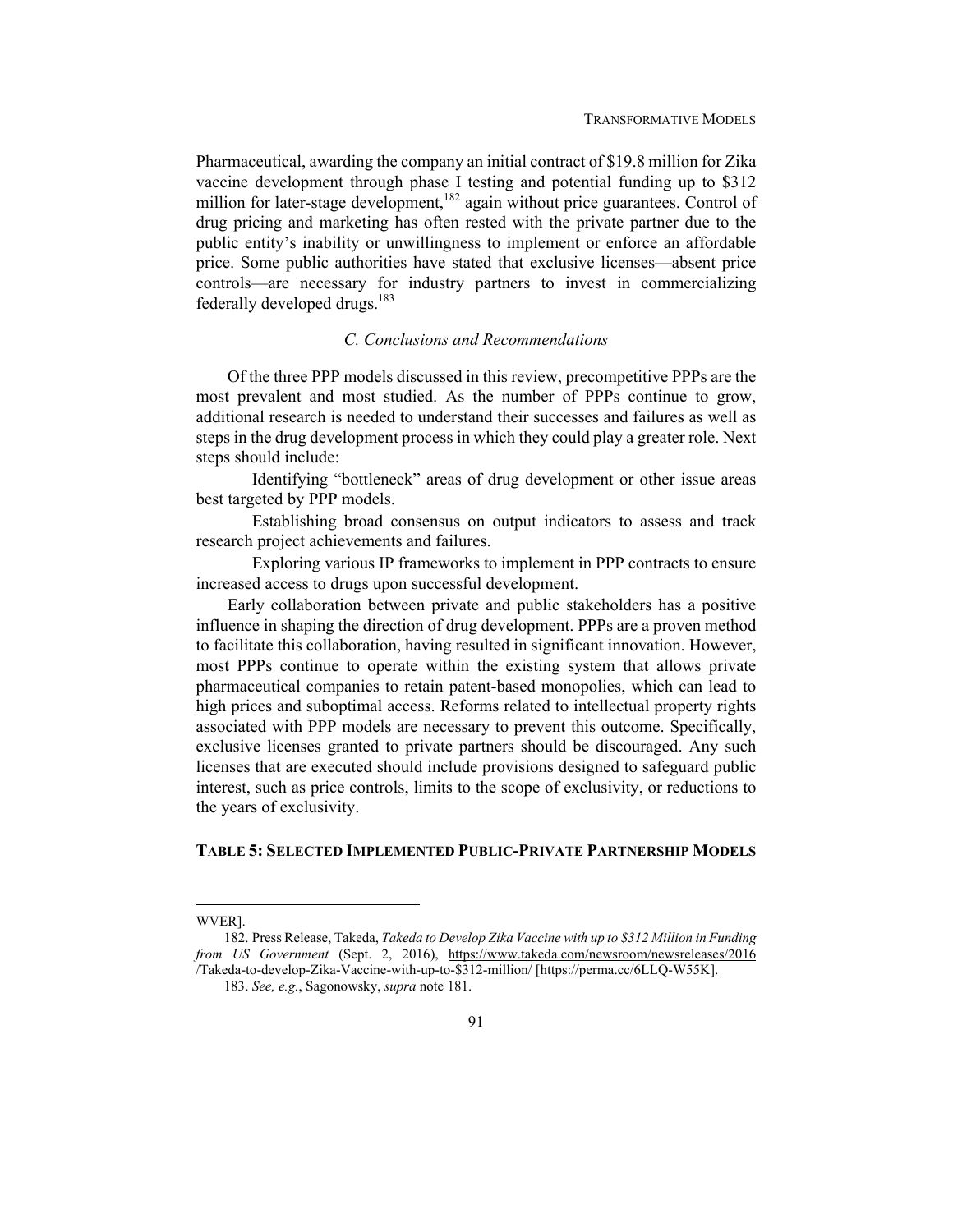Pharmaceutical, awarding the company an initial contract of $19.8 million for Zika vaccine development through phase I testing and potential funding up to $312 million for later-stage development,[182] again without price guarantees. Control of drug pricing and marketing has often rested with the private partner due to the public entity's inability or unwillingness to implement or enforce an affordable price. Some public authorities have stated that exclusive licenses—absent price controls—are necessary for industry partners to invest in commercializing federally developed drugs.[183]

### *C. Conclusions and Recommendations*

Of the three PPP models discussed in this review, precompetitive PPPs are the most prevalent and most studied. As the number of PPPs continue to grow, additional research is needed to understand their successes and failures as well as steps in the drug development process in which they could play a greater role. Next steps should include:

Identifying "bottleneck" areas of drug development or other issue areas best targeted by PPP models.

Establishing broad consensus on output indicators to assess and track research project achievements and failures.

Exploring various IP frameworks to implement in PPP contracts to ensure increased access to drugs upon successful development.

Early collaboration between private and public stakeholders has a positive influence in shaping the direction of drug development. PPPs are a proven method to facilitate this collaboration, having resulted in significant innovation. However, most PPPs continue to operate within the existing system that allows private pharmaceutical companies to retain patent-based monopolies, which can lead to high prices and suboptimal access. Reforms related to intellectual property rights associated with PPP models are necessary to prevent this outcome. Specifically, exclusive licenses granted to private partners should be discouraged. Any such licenses that are executed should include provisions designed to safeguard public interest, such as price controls, limits to the scope of exclusivity, or reductions to the years of exclusivity.

**TABLE 5: SELECTED IMPLEMENTED PUBLIC-PRIVATE PARTNERSHIP MODELS**

---

WVER].

182. Press Release, Takeda, *Takeda to Develop Zika Vaccine with up to $312 Million in Funding from US Government* (Sept. 2, 2016), https://www.takeda.com/newsroom/newsreleases/2016/Takeda-to-develop-Zika-Vaccine-with-up-to-$312-million/ [https://perma.cc/6LLQ-W55K].

183. *See, e.g.*, Sagonowsky, *supra* note 181.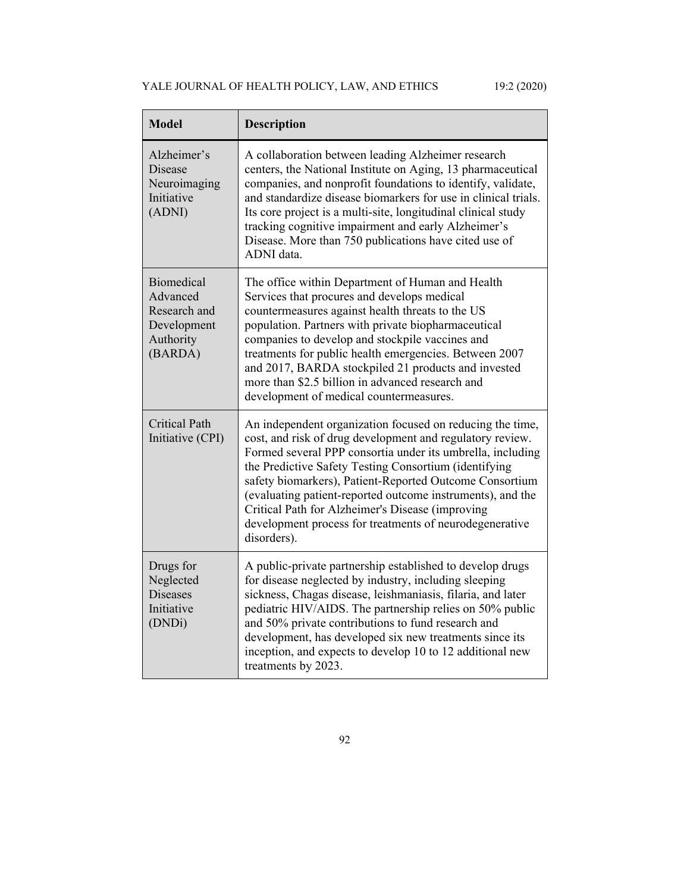| Model | Description |
| --- | --- |
| Alzheimer's Disease Neuroimaging Initiative (ADNI) | A collaboration between leading Alzheimer research centers, the National Institute on Aging, 13 pharmaceutical companies, and nonprofit foundations to identify, validate, and standardize disease biomarkers for use in clinical trials. Its core project is a multi-site, longitudinal clinical study tracking cognitive impairment and early Alzheimer's Disease. More than 750 publications have cited use of ADNI data. |
| Biomedical Advanced Research and Development Authority (BARDA) | The office within Department of Human and Health Services that procures and develops medical countermeasures against health threats to the US population. Partners with private biopharmaceutical companies to develop and stockpile vaccines and treatments for public health emergencies. Between 2007 and 2017, BARDA stockpiled 21 products and invested more than $2.5 billion in advanced research and development of medical countermeasures. |
| Critical Path Initiative (CPI) | An independent organization focused on reducing the time, cost, and risk of drug development and regulatory review. Formed several PPP consortia under its umbrella, including the Predictive Safety Testing Consortium (identifying safety biomarkers), Patient-Reported Outcome Consortium (evaluating patient-reported outcome instruments), and the Critical Path for Alzheimer's Disease (improving development process for treatments of neurodegenerative disorders). |
| Drugs for Neglected Diseases Initiative (DNDi) | A public-private partnership established to develop drugs for disease neglected by industry, including sleeping sickness, Chagas disease, leishmaniasis, filaria, and later pediatric HIV/AIDS. The partnership relies on 50% public and 50% private contributions to fund research and development, has developed six new treatments since its inception, and expects to develop 10 to 12 additional new treatments by 2023. |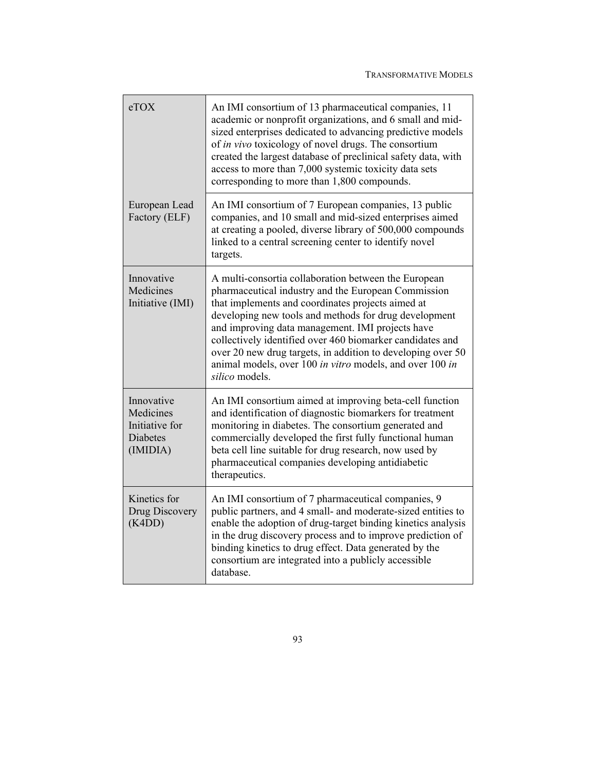| | |
|---|---|
| eTOX | An IMI consortium of 13 pharmaceutical companies, 11 academic or nonprofit organizations, and 6 small and mid-sized enterprises dedicated to advancing predictive models of *in vivo* toxicology of novel drugs. The consortium created the largest database of preclinical safety data, with access to more than 7,000 systemic toxicity data sets corresponding to more than 1,800 compounds. |
| European Lead Factory (ELF) | An IMI consortium of 7 European companies, 13 public companies, and 10 small and mid-sized enterprises aimed at creating a pooled, diverse library of 500,000 compounds linked to a central screening center to identify novel targets. |
| Innovative Medicines Initiative (IMI) | A multi-consortia collaboration between the European pharmaceutical industry and the European Commission that implements and coordinates projects aimed at developing new tools and methods for drug development and improving data management. IMI projects have collectively identified over 460 biomarker candidates and over 20 new drug targets, in addition to developing over 50 animal models, over 100 *in vitro* models, and over 100 *in silico* models. |
| Innovative Medicines Initiative for Diabetes (IMIDIA) | An IMI consortium aimed at improving beta-cell function and identification of diagnostic biomarkers for treatment monitoring in diabetes. The consortium generated and commercially developed the first fully functional human beta cell line suitable for drug research, now used by pharmaceutical companies developing antidiabetic therapeutics. |
| Kinetics for Drug Discovery (K4DD) | An IMI consortium of 7 pharmaceutical companies, 9 public partners, and 4 small- and moderate-sized entities to enable the adoption of drug-target binding kinetics analysis in the drug discovery process and to improve prediction of binding kinetics to drug effect. Data generated by the consortium are integrated into a publicly accessible database. |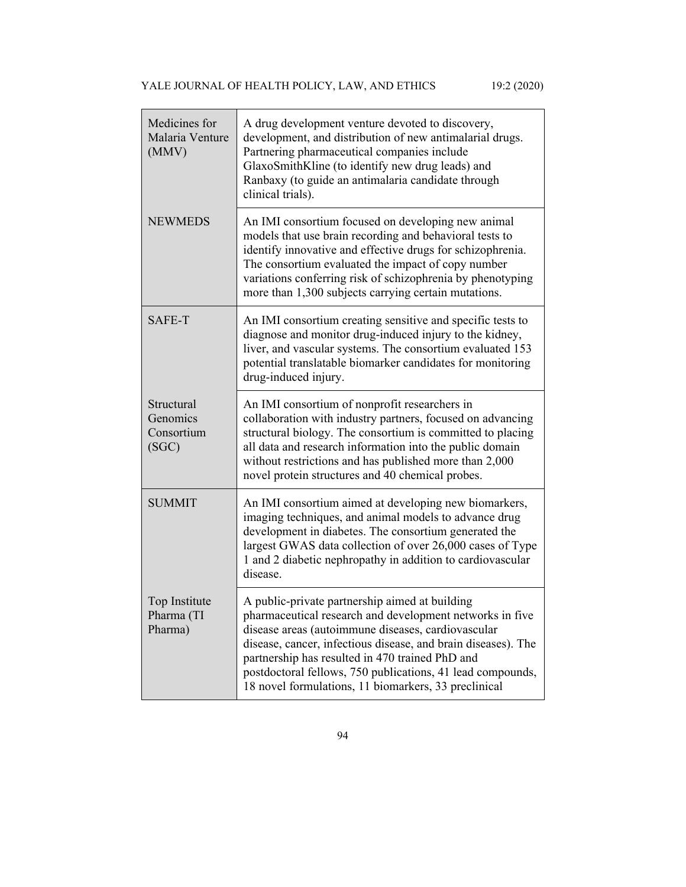| | |
|---|---|
| Medicines for Malaria Venture (MMV) | A drug development venture devoted to discovery, development, and distribution of new antimalarial drugs. Partnering pharmaceutical companies include GlaxoSmithKline (to identify new drug leads) and Ranbaxy (to guide an antimalaria candidate through clinical trials). |
| NEWMEDS | An IMI consortium focused on developing new animal models that use brain recording and behavioral tests to identify innovative and effective drugs for schizophrenia. The consortium evaluated the impact of copy number variations conferring risk of schizophrenia by phenotyping more than 1,300 subjects carrying certain mutations. |
| SAFE-T | An IMI consortium creating sensitive and specific tests to diagnose and monitor drug-induced injury to the kidney, liver, and vascular systems. The consortium evaluated 153 potential translatable biomarker candidates for monitoring drug-induced injury. |
| Structural Genomics Consortium (SGC) | An IMI consortium of nonprofit researchers in collaboration with industry partners, focused on advancing structural biology. The consortium is committed to placing all data and research information into the public domain without restrictions and has published more than 2,000 novel protein structures and 40 chemical probes. |
| SUMMIT | An IMI consortium aimed at developing new biomarkers, imaging techniques, and animal models to advance drug development in diabetes. The consortium generated the largest GWAS data collection of over 26,000 cases of Type 1 and 2 diabetic nephropathy in addition to cardiovascular disease. |
| Top Institute Pharma (TI Pharma) | A public-private partnership aimed at building pharmaceutical research and development networks in five disease areas (autoimmune diseases, cardiovascular disease, cancer, infectious disease, and brain diseases). The partnership has resulted in 470 trained PhD and postdoctoral fellows, 750 publications, 41 lead compounds, 18 novel formulations, 11 biomarkers, 33 preclinical |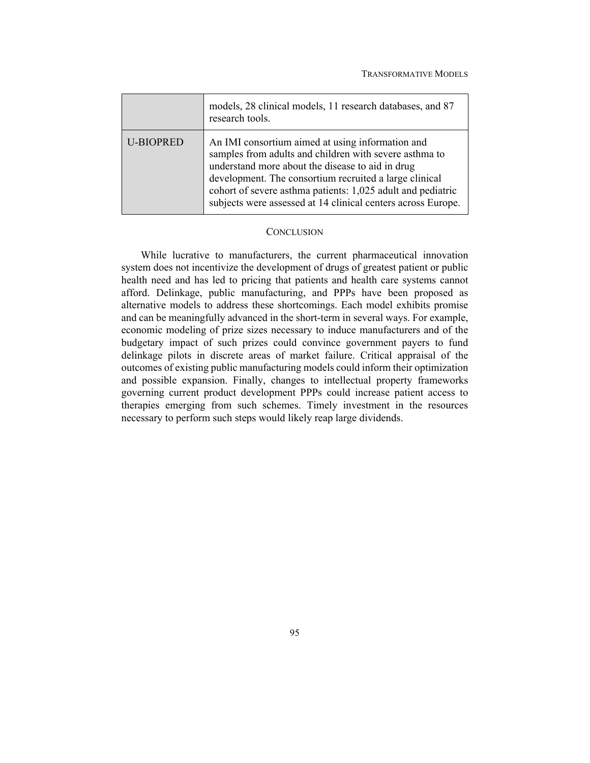| | |
|---|---|
| | models, 28 clinical models, 11 research databases, and 87 research tools. |
| U-BIOPRED | An IMI consortium aimed at using information and samples from adults and children with severe asthma to understand more about the disease to aid in drug development. The consortium recruited a large clinical cohort of severe asthma patients: 1,025 adult and pediatric subjects were assessed at 14 clinical centers across Europe. |

## CONCLUSION

While lucrative to manufacturers, the current pharmaceutical innovation system does not incentivize the development of drugs of greatest patient or public health need and has led to pricing that patients and health care systems cannot afford. Delinkage, public manufacturing, and PPPs have been proposed as alternative models to address these shortcomings. Each model exhibits promise and can be meaningfully advanced in the short-term in several ways. For example, economic modeling of prize sizes necessary to induce manufacturers and of the budgetary impact of such prizes could convince government payers to fund delinkage pilots in discrete areas of market failure. Critical appraisal of the outcomes of existing public manufacturing models could inform their optimization and possible expansion. Finally, changes to intellectual property frameworks governing current product development PPPs could increase patient access to therapies emerging from such schemes. Timely investment in the resources necessary to perform such steps would likely reap large dividends.